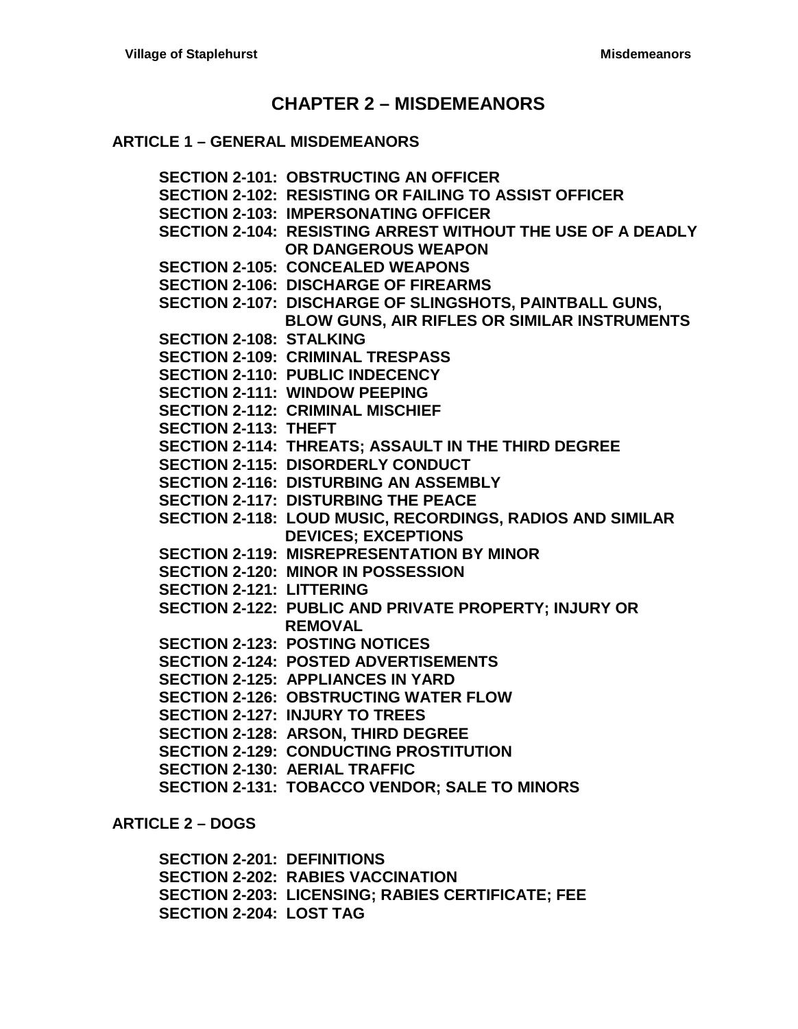# CHAPTER 2 – MISDEMEANORS

## ARTICLE 1 – GENERAL MISDEMEANORS

**SECTION 2-101: OBSTRUCTING AN OFFICER**
**SECTION 2-102: RESISTING OR FAILING TO ASSIST OFFICER**
**SECTION 2-103: IMPERSONATING OFFICER**
**SECTION 2-104: RESISTING ARREST WITHOUT THE USE OF A DEADLY OR DANGEROUS WEAPON**
**SECTION 2-105: CONCEALED WEAPONS**
**SECTION 2-106: DISCHARGE OF FIREARMS**
**SECTION 2-107: DISCHARGE OF SLINGSHOTS, PAINTBALL GUNS, BLOW GUNS, AIR RIFLES OR SIMILAR INSTRUMENTS**
**SECTION 2-108: STALKING**
**SECTION 2-109: CRIMINAL TRESPASS**
**SECTION 2-110: PUBLIC INDECENCY**
**SECTION 2-111: WINDOW PEEPING**
**SECTION 2-112: CRIMINAL MISCHIEF**
**SECTION 2-113: THEFT**
**SECTION 2-114: THREATS; ASSAULT IN THE THIRD DEGREE**
**SECTION 2-115: DISORDERLY CONDUCT**
**SECTION 2-116: DISTURBING AN ASSEMBLY**
**SECTION 2-117: DISTURBING THE PEACE**
**SECTION 2-118: LOUD MUSIC, RECORDINGS, RADIOS AND SIMILAR DEVICES; EXCEPTIONS**
**SECTION 2-119: MISREPRESENTATION BY MINOR**
**SECTION 2-120: MINOR IN POSSESSION**
**SECTION 2-121: LITTERING**
**SECTION 2-122: PUBLIC AND PRIVATE PROPERTY; INJURY OR REMOVAL**
**SECTION 2-123: POSTING NOTICES**
**SECTION 2-124: POSTED ADVERTISEMENTS**
**SECTION 2-125: APPLIANCES IN YARD**
**SECTION 2-126: OBSTRUCTING WATER FLOW**
**SECTION 2-127: INJURY TO TREES**
**SECTION 2-128: ARSON, THIRD DEGREE**
**SECTION 2-129: CONDUCTING PROSTITUTION**
**SECTION 2-130: AERIAL TRAFFIC**
**SECTION 2-131: TOBACCO VENDOR; SALE TO MINORS**

## ARTICLE 2 – DOGS

**SECTION 2-201: DEFINITIONS**
**SECTION 2-202: RABIES VACCINATION**
**SECTION 2-203: LICENSING; RABIES CERTIFICATE; FEE**
**SECTION 2-204: LOST TAG**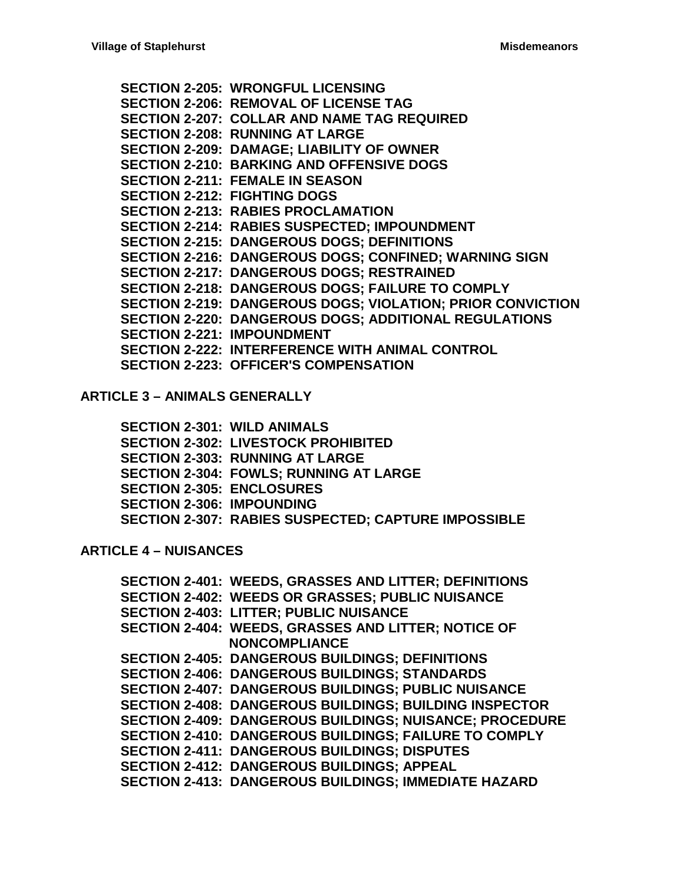**SECTION 2-205: WRONGFUL LICENSING**
**SECTION 2-206: REMOVAL OF LICENSE TAG**
**SECTION 2-207: COLLAR AND NAME TAG REQUIRED**
**SECTION 2-208: RUNNING AT LARGE**
**SECTION 2-209: DAMAGE; LIABILITY OF OWNER**
**SECTION 2-210: BARKING AND OFFENSIVE DOGS**
**SECTION 2-211: FEMALE IN SEASON**
**SECTION 2-212: FIGHTING DOGS**
**SECTION 2-213: RABIES PROCLAMATION**
**SECTION 2-214: RABIES SUSPECTED; IMPOUNDMENT**
**SECTION 2-215: DANGEROUS DOGS; DEFINITIONS**
**SECTION 2-216: DANGEROUS DOGS; CONFINED; WARNING SIGN**
**SECTION 2-217: DANGEROUS DOGS; RESTRAINED**
**SECTION 2-218: DANGEROUS DOGS; FAILURE TO COMPLY**
**SECTION 2-219: DANGEROUS DOGS; VIOLATION; PRIOR CONVICTION**
**SECTION 2-220: DANGEROUS DOGS; ADDITIONAL REGULATIONS**
**SECTION 2-221: IMPOUNDMENT**
**SECTION 2-222: INTERFERENCE WITH ANIMAL CONTROL**
**SECTION 2-223: OFFICER'S COMPENSATION**

## ARTICLE 3 – ANIMALS GENERALLY

**SECTION 2-301: WILD ANIMALS**
**SECTION 2-302: LIVESTOCK PROHIBITED**
**SECTION 2-303: RUNNING AT LARGE**
**SECTION 2-304: FOWLS; RUNNING AT LARGE**
**SECTION 2-305: ENCLOSURES**
**SECTION 2-306: IMPOUNDING**
**SECTION 2-307: RABIES SUSPECTED; CAPTURE IMPOSSIBLE**

## ARTICLE 4 – NUISANCES

**SECTION 2-401: WEEDS, GRASSES AND LITTER; DEFINITIONS**
**SECTION 2-402: WEEDS OR GRASSES; PUBLIC NUISANCE**
**SECTION 2-403: LITTER; PUBLIC NUISANCE**
**SECTION 2-404: WEEDS, GRASSES AND LITTER; NOTICE OF NONCOMPLIANCE**
**SECTION 2-405: DANGEROUS BUILDINGS; DEFINITIONS**
**SECTION 2-406: DANGEROUS BUILDINGS; STANDARDS**
**SECTION 2-407: DANGEROUS BUILDINGS; PUBLIC NUISANCE**
**SECTION 2-408: DANGEROUS BUILDINGS; BUILDING INSPECTOR**
**SECTION 2-409: DANGEROUS BUILDINGS; NUISANCE; PROCEDURE**
**SECTION 2-410: DANGEROUS BUILDINGS; FAILURE TO COMPLY**
**SECTION 2-411: DANGEROUS BUILDINGS; DISPUTES**
**SECTION 2-412: DANGEROUS BUILDINGS; APPEAL**
**SECTION 2-413: DANGEROUS BUILDINGS; IMMEDIATE HAZARD**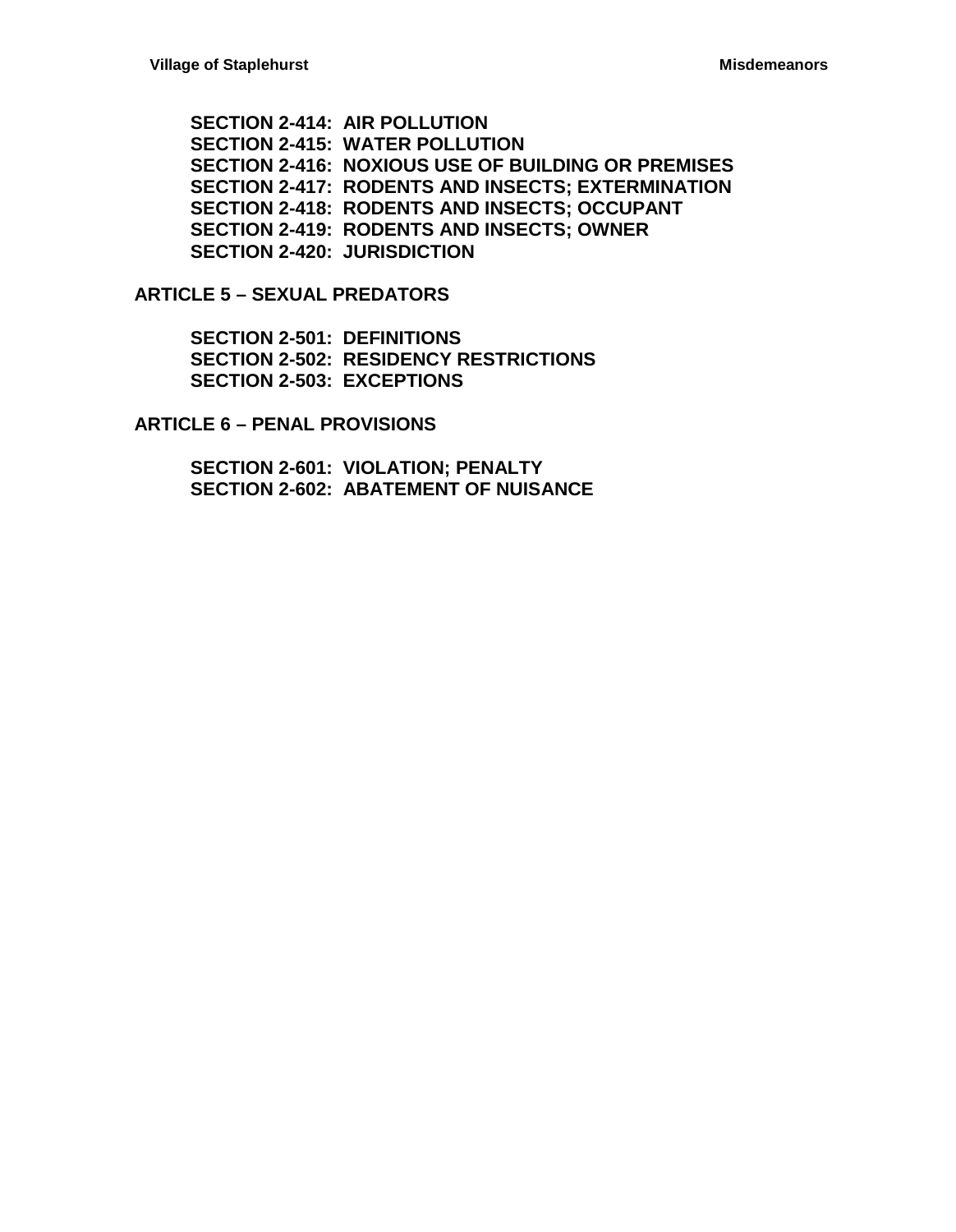**SECTION 2-414: AIR POLLUTION**
**SECTION 2-415: WATER POLLUTION**
**SECTION 2-416: NOXIOUS USE OF BUILDING OR PREMISES**
**SECTION 2-417: RODENTS AND INSECTS; EXTERMINATION**
**SECTION 2-418: RODENTS AND INSECTS; OCCUPANT**
**SECTION 2-419: RODENTS AND INSECTS; OWNER**
**SECTION 2-420: JURISDICTION**

## ARTICLE 5 – SEXUAL PREDATORS

**SECTION 2-501: DEFINITIONS**
**SECTION 2-502: RESIDENCY RESTRICTIONS**
**SECTION 2-503: EXCEPTIONS**

## ARTICLE 6 – PENAL PROVISIONS

**SECTION 2-601: VIOLATION; PENALTY**
**SECTION 2-602: ABATEMENT OF NUISANCE**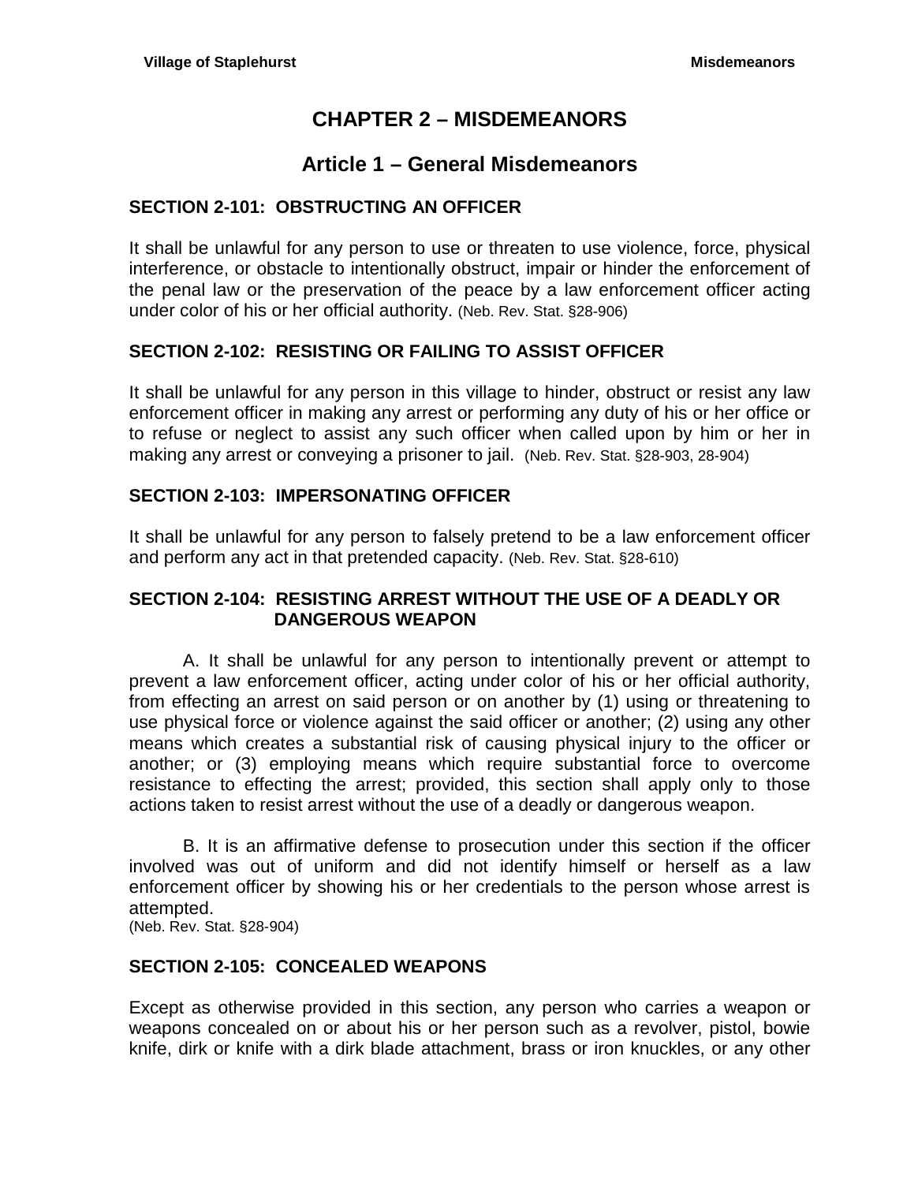# CHAPTER 2 – MISDEMEANORS

## Article 1 – General Misdemeanors

### SECTION 2-101: OBSTRUCTING AN OFFICER

It shall be unlawful for any person to use or threaten to use violence, force, physical interference, or obstacle to intentionally obstruct, impair or hinder the enforcement of the penal law or the preservation of the peace by a law enforcement officer acting under color of his or her official authority. (Neb. Rev. Stat. §28-906)

### SECTION 2-102: RESISTING OR FAILING TO ASSIST OFFICER

It shall be unlawful for any person in this village to hinder, obstruct or resist any law enforcement officer in making any arrest or performing any duty of his or her office or to refuse or neglect to assist any such officer when called upon by him or her in making any arrest or conveying a prisoner to jail. (Neb. Rev. Stat. §28-903, 28-904)

### SECTION 2-103: IMPERSONATING OFFICER

It shall be unlawful for any person to falsely pretend to be a law enforcement officer and perform any act in that pretended capacity. (Neb. Rev. Stat. §28-610)

### SECTION 2-104: RESISTING ARREST WITHOUT THE USE OF A DEADLY OR DANGEROUS WEAPON

A. It shall be unlawful for any person to intentionally prevent or attempt to prevent a law enforcement officer, acting under color of his or her official authority, from effecting an arrest on said person or on another by (1) using or threatening to use physical force or violence against the said officer or another; (2) using any other means which creates a substantial risk of causing physical injury to the officer or another; or (3) employing means which require substantial force to overcome resistance to effecting the arrest; provided, this section shall apply only to those actions taken to resist arrest without the use of a deadly or dangerous weapon.

B. It is an affirmative defense to prosecution under this section if the officer involved was out of uniform and did not identify himself or herself as a law enforcement officer by showing his or her credentials to the person whose arrest is attempted.
(Neb. Rev. Stat. §28-904)

### SECTION 2-105: CONCEALED WEAPONS

Except as otherwise provided in this section, any person who carries a weapon or weapons concealed on or about his or her person such as a revolver, pistol, bowie knife, dirk or knife with a dirk blade attachment, brass or iron knuckles, or any other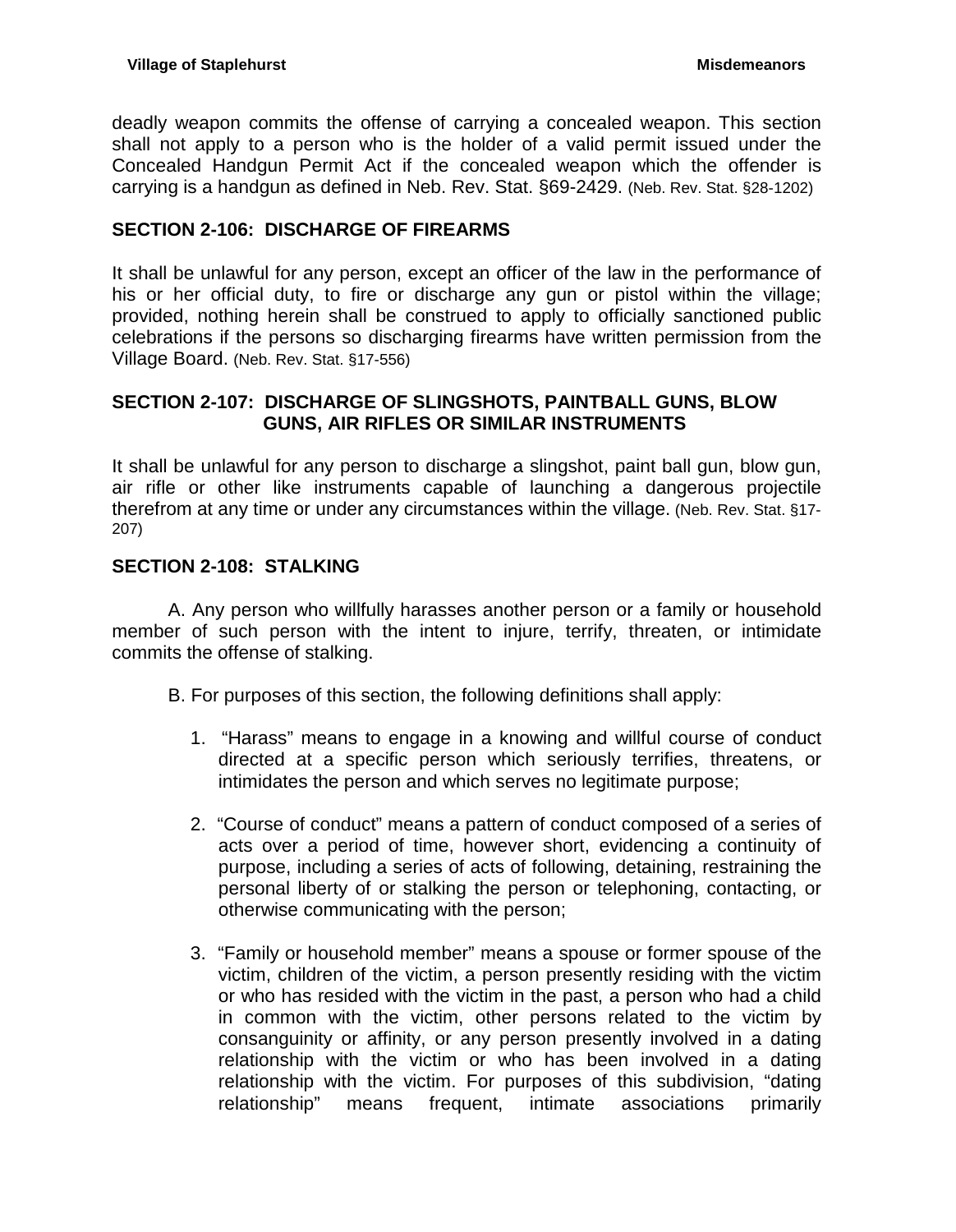deadly weapon commits the offense of carrying a concealed weapon. This section shall not apply to a person who is the holder of a valid permit issued under the Concealed Handgun Permit Act if the concealed weapon which the offender is carrying is a handgun as defined in Neb. Rev. Stat. §69-2429. (Neb. Rev. Stat. §28-1202)

## SECTION 2-106: DISCHARGE OF FIREARMS

It shall be unlawful for any person, except an officer of the law in the performance of his or her official duty, to fire or discharge any gun or pistol within the village; provided, nothing herein shall be construed to apply to officially sanctioned public celebrations if the persons so discharging firearms have written permission from the Village Board. (Neb. Rev. Stat. §17-556)

## SECTION 2-107: DISCHARGE OF SLINGSHOTS, PAINTBALL GUNS, BLOW GUNS, AIR RIFLES OR SIMILAR INSTRUMENTS

It shall be unlawful for any person to discharge a slingshot, paint ball gun, blow gun, air rifle or other like instruments capable of launching a dangerous projectile therefrom at any time or under any circumstances within the village. (Neb. Rev. Stat. §17-207)

## SECTION 2-108: STALKING

A. Any person who willfully harasses another person or a family or household member of such person with the intent to injure, terrify, threaten, or intimidate commits the offense of stalking.

B. For purposes of this section, the following definitions shall apply:

1. "Harass" means to engage in a knowing and willful course of conduct directed at a specific person which seriously terrifies, threatens, or intimidates the person and which serves no legitimate purpose;

2. "Course of conduct" means a pattern of conduct composed of a series of acts over a period of time, however short, evidencing a continuity of purpose, including a series of acts of following, detaining, restraining the personal liberty of or stalking the person or telephoning, contacting, or otherwise communicating with the person;

3. "Family or household member" means a spouse or former spouse of the victim, children of the victim, a person presently residing with the victim or who has resided with the victim in the past, a person who had a child in common with the victim, other persons related to the victim by consanguinity or affinity, or any person presently involved in a dating relationship with the victim or who has been involved in a dating relationship with the victim. For purposes of this subdivision, "dating relationship" means frequent, intimate associations primarily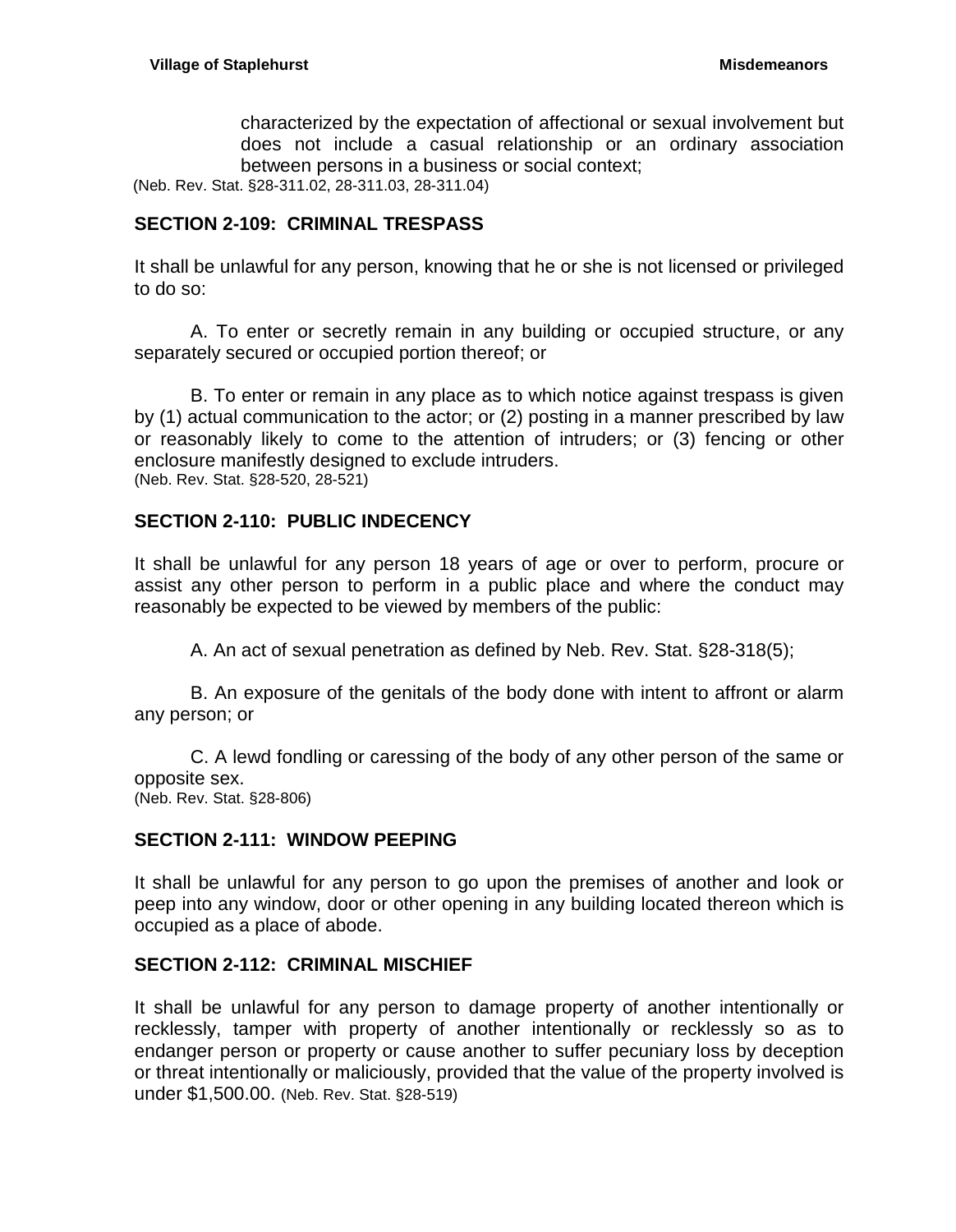characterized by the expectation of affectional or sexual involvement but does not include a casual relationship or an ordinary association between persons in a business or social context;

(Neb. Rev. Stat. §28-311.02, 28-311.03, 28-311.04)

## SECTION 2-109: CRIMINAL TRESPASS

It shall be unlawful for any person, knowing that he or she is not licensed or privileged to do so:

A. To enter or secretly remain in any building or occupied structure, or any separately secured or occupied portion thereof; or

B. To enter or remain in any place as to which notice against trespass is given by (1) actual communication to the actor; or (2) posting in a manner prescribed by law or reasonably likely to come to the attention of intruders; or (3) fencing or other enclosure manifestly designed to exclude intruders.

(Neb. Rev. Stat. §28-520, 28-521)

## SECTION 2-110: PUBLIC INDECENCY

It shall be unlawful for any person 18 years of age or over to perform, procure or assist any other person to perform in a public place and where the conduct may reasonably be expected to be viewed by members of the public:

A. An act of sexual penetration as defined by Neb. Rev. Stat. §28-318(5);

B. An exposure of the genitals of the body done with intent to affront or alarm any person; or

C. A lewd fondling or caressing of the body of any other person of the same or opposite sex.

(Neb. Rev. Stat. §28-806)

## SECTION 2-111: WINDOW PEEPING

It shall be unlawful for any person to go upon the premises of another and look or peep into any window, door or other opening in any building located thereon which is occupied as a place of abode.

## SECTION 2-112: CRIMINAL MISCHIEF

It shall be unlawful for any person to damage property of another intentionally or recklessly, tamper with property of another intentionally or recklessly so as to endanger person or property or cause another to suffer pecuniary loss by deception or threat intentionally or maliciously, provided that the value of the property involved is under $1,500.00. (Neb. Rev. Stat. §28-519)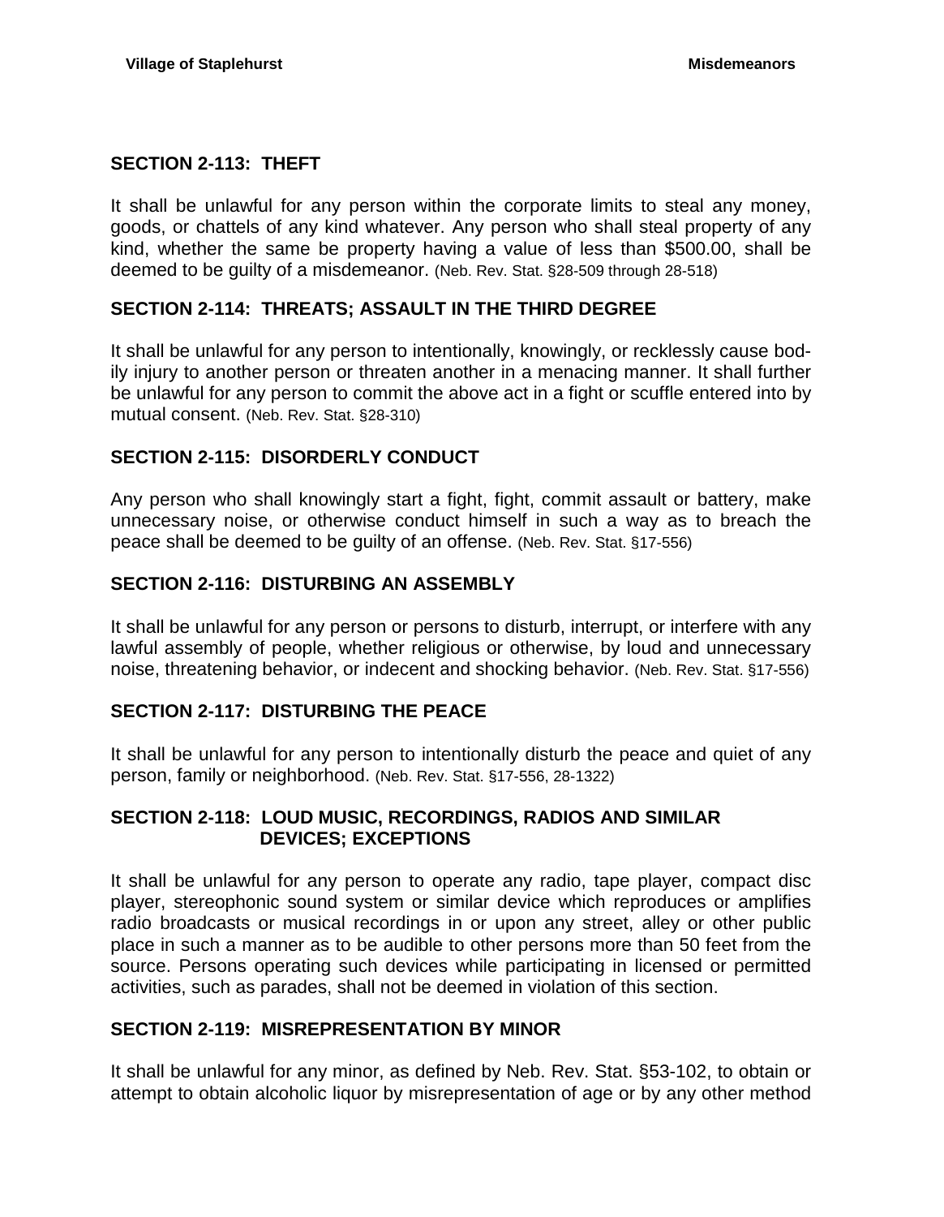## SECTION 2-113: THEFT

It shall be unlawful for any person within the corporate limits to steal any money, goods, or chattels of any kind whatever. Any person who shall steal property of any kind, whether the same be property having a value of less than $500.00, shall be deemed to be guilty of a misdemeanor. (Neb. Rev. Stat. §28-509 through 28-518)

## SECTION 2-114: THREATS; ASSAULT IN THE THIRD DEGREE

It shall be unlawful for any person to intentionally, knowingly, or recklessly cause bodily injury to another person or threaten another in a menacing manner. It shall further be unlawful for any person to commit the above act in a fight or scuffle entered into by mutual consent. (Neb. Rev. Stat. §28-310)

## SECTION 2-115: DISORDERLY CONDUCT

Any person who shall knowingly start a fight, fight, commit assault or battery, make unnecessary noise, or otherwise conduct himself in such a way as to breach the peace shall be deemed to be guilty of an offense. (Neb. Rev. Stat. §17-556)

## SECTION 2-116: DISTURBING AN ASSEMBLY

It shall be unlawful for any person or persons to disturb, interrupt, or interfere with any lawful assembly of people, whether religious or otherwise, by loud and unnecessary noise, threatening behavior, or indecent and shocking behavior. (Neb. Rev. Stat. §17-556)

## SECTION 2-117: DISTURBING THE PEACE

It shall be unlawful for any person to intentionally disturb the peace and quiet of any person, family or neighborhood. (Neb. Rev. Stat. §17-556, 28-1322)

## SECTION 2-118: LOUD MUSIC, RECORDINGS, RADIOS AND SIMILAR DEVICES; EXCEPTIONS

It shall be unlawful for any person to operate any radio, tape player, compact disc player, stereophonic sound system or similar device which reproduces or amplifies radio broadcasts or musical recordings in or upon any street, alley or other public place in such a manner as to be audible to other persons more than 50 feet from the source. Persons operating such devices while participating in licensed or permitted activities, such as parades, shall not be deemed in violation of this section.

## SECTION 2-119: MISREPRESENTATION BY MINOR

It shall be unlawful for any minor, as defined by Neb. Rev. Stat. §53-102, to obtain or attempt to obtain alcoholic liquor by misrepresentation of age or by any other method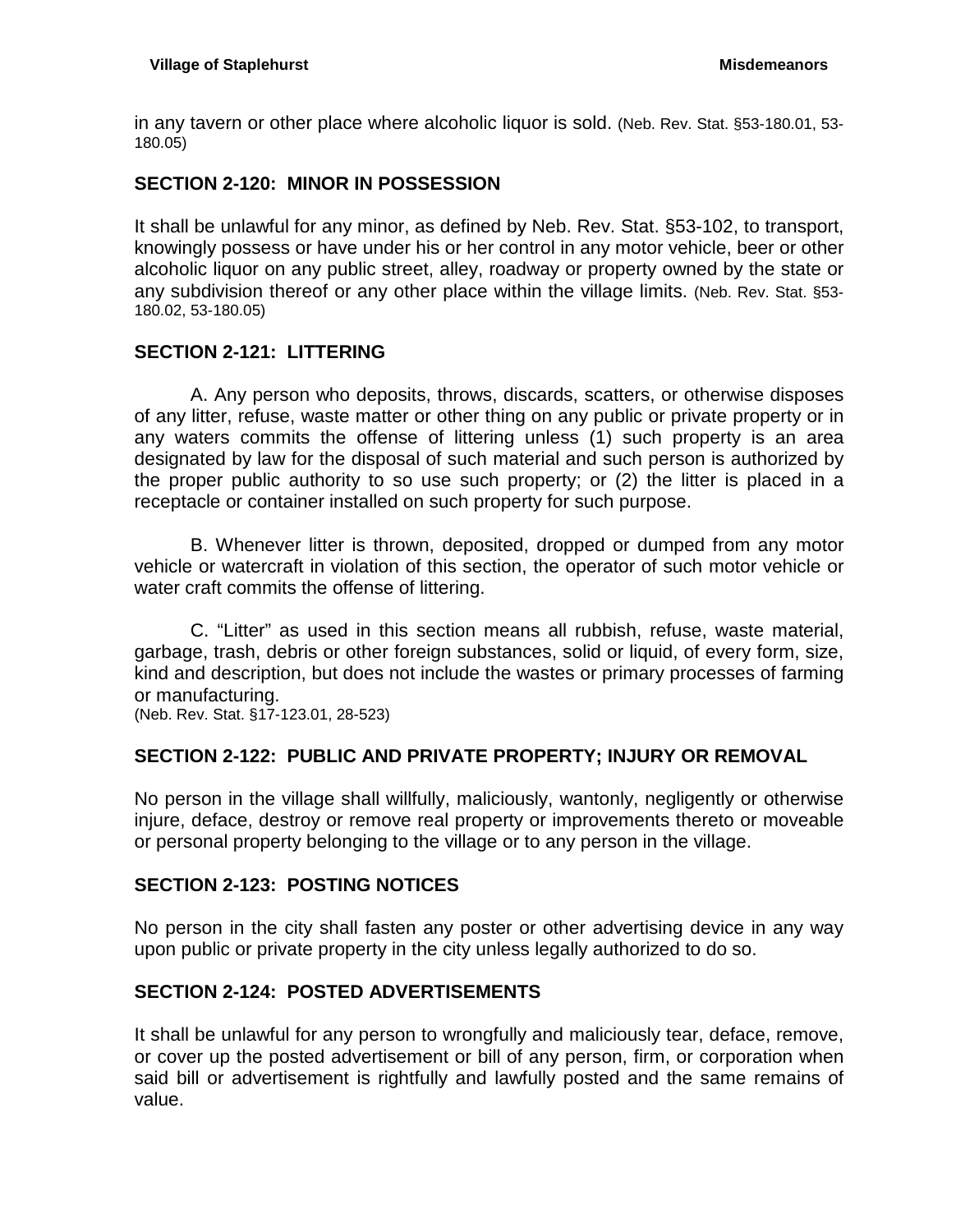in any tavern or other place where alcoholic liquor is sold. (Neb. Rev. Stat. §53-180.01, 53-180.05)

### SECTION 2-120: MINOR IN POSSESSION

It shall be unlawful for any minor, as defined by Neb. Rev. Stat. §53-102, to transport, knowingly possess or have under his or her control in any motor vehicle, beer or other alcoholic liquor on any public street, alley, roadway or property owned by the state or any subdivision thereof or any other place within the village limits. (Neb. Rev. Stat. §53-180.02, 53-180.05)

### SECTION 2-121: LITTERING

A. Any person who deposits, throws, discards, scatters, or otherwise disposes of any litter, refuse, waste matter or other thing on any public or private property or in any waters commits the offense of littering unless (1) such property is an area designated by law for the disposal of such material and such person is authorized by the proper public authority to so use such property; or (2) the litter is placed in a receptacle or container installed on such property for such purpose.

B. Whenever litter is thrown, deposited, dropped or dumped from any motor vehicle or watercraft in violation of this section, the operator of such motor vehicle or water craft commits the offense of littering.

C. "Litter" as used in this section means all rubbish, refuse, waste material, garbage, trash, debris or other foreign substances, solid or liquid, of every form, size, kind and description, but does not include the wastes or primary processes of farming or manufacturing.
(Neb. Rev. Stat. §17-123.01, 28-523)

### SECTION 2-122: PUBLIC AND PRIVATE PROPERTY; INJURY OR REMOVAL

No person in the village shall willfully, maliciously, wantonly, negligently or otherwise injure, deface, destroy or remove real property or improvements thereto or moveable or personal property belonging to the village or to any person in the village.

### SECTION 2-123: POSTING NOTICES

No person in the city shall fasten any poster or other advertising device in any way upon public or private property in the city unless legally authorized to do so.

### SECTION 2-124: POSTED ADVERTISEMENTS

It shall be unlawful for any person to wrongfully and maliciously tear, deface, remove, or cover up the posted advertisement or bill of any person, firm, or corporation when said bill or advertisement is rightfully and lawfully posted and the same remains of value.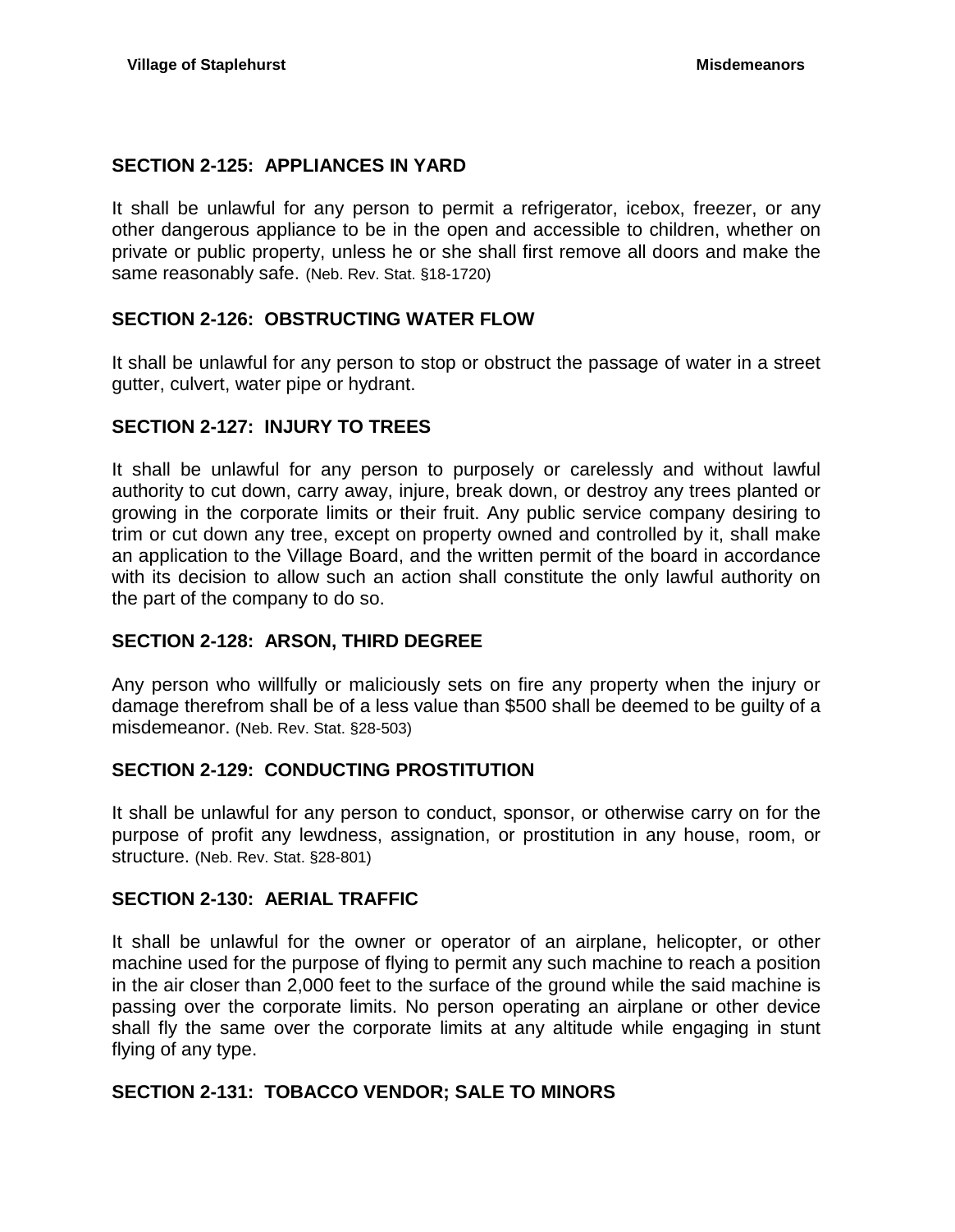### SECTION 2-125: APPLIANCES IN YARD

It shall be unlawful for any person to permit a refrigerator, icebox, freezer, or any other dangerous appliance to be in the open and accessible to children, whether on private or public property, unless he or she shall first remove all doors and make the same reasonably safe. (Neb. Rev. Stat. §18-1720)

### SECTION 2-126: OBSTRUCTING WATER FLOW

It shall be unlawful for any person to stop or obstruct the passage of water in a street gutter, culvert, water pipe or hydrant.

### SECTION 2-127: INJURY TO TREES

It shall be unlawful for any person to purposely or carelessly and without lawful authority to cut down, carry away, injure, break down, or destroy any trees planted or growing in the corporate limits or their fruit. Any public service company desiring to trim or cut down any tree, except on property owned and controlled by it, shall make an application to the Village Board, and the written permit of the board in accordance with its decision to allow such an action shall constitute the only lawful authority on the part of the company to do so.

### SECTION 2-128: ARSON, THIRD DEGREE

Any person who willfully or maliciously sets on fire any property when the injury or damage therefrom shall be of a less value than $500 shall be deemed to be guilty of a misdemeanor. (Neb. Rev. Stat. §28-503)

### SECTION 2-129: CONDUCTING PROSTITUTION

It shall be unlawful for any person to conduct, sponsor, or otherwise carry on for the purpose of profit any lewdness, assignation, or prostitution in any house, room, or structure. (Neb. Rev. Stat. §28-801)

### SECTION 2-130: AERIAL TRAFFIC

It shall be unlawful for the owner or operator of an airplane, helicopter, or other machine used for the purpose of flying to permit any such machine to reach a position in the air closer than 2,000 feet to the surface of the ground while the said machine is passing over the corporate limits. No person operating an airplane or other device shall fly the same over the corporate limits at any altitude while engaging in stunt flying of any type.

### SECTION 2-131: TOBACCO VENDOR; SALE TO MINORS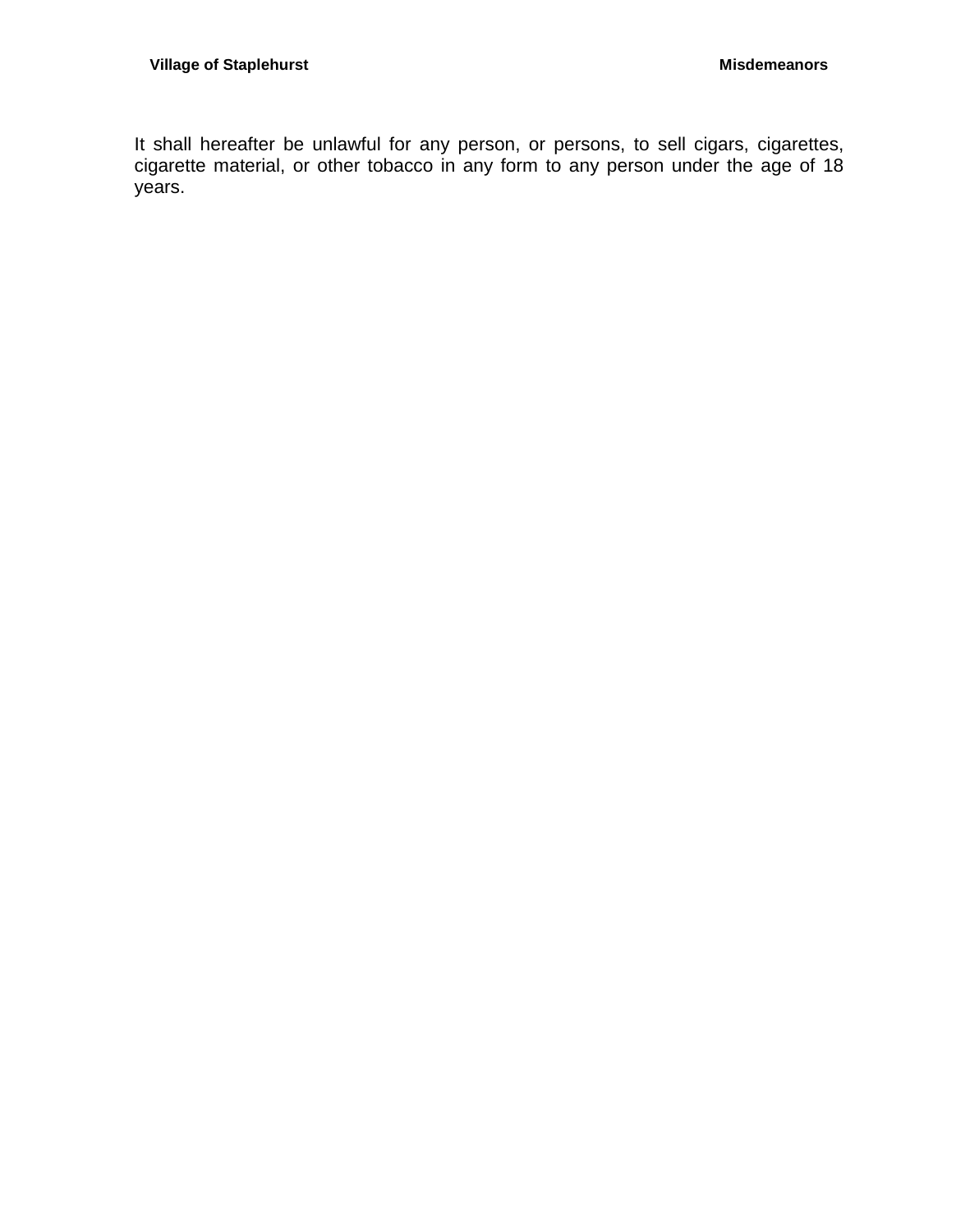It shall hereafter be unlawful for any person, or persons, to sell cigars, cigarettes, cigarette material, or other tobacco in any form to any person under the age of 18 years.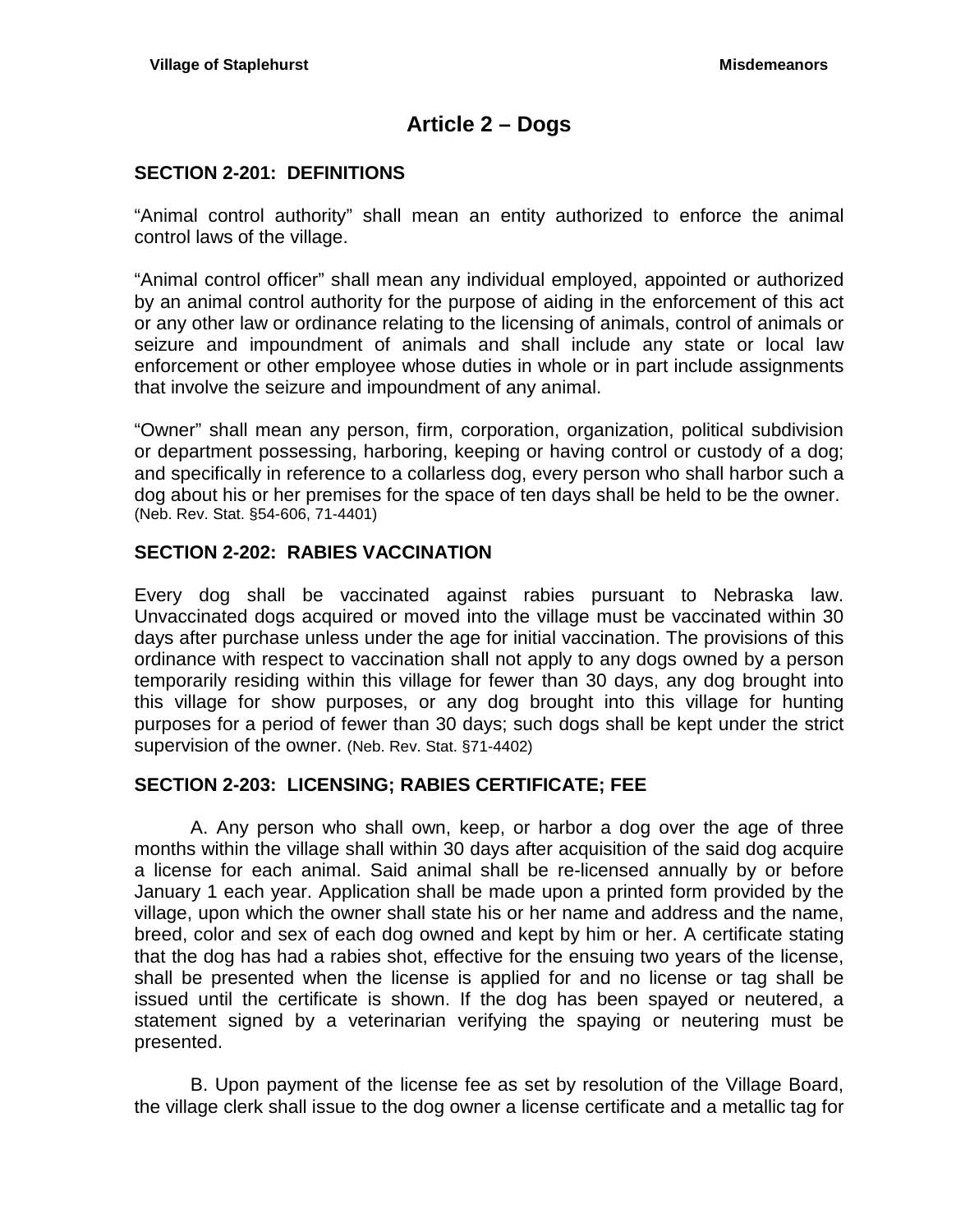# Article 2 – Dogs

## SECTION 2-201: DEFINITIONS

"Animal control authority" shall mean an entity authorized to enforce the animal control laws of the village.

"Animal control officer" shall mean any individual employed, appointed or authorized by an animal control authority for the purpose of aiding in the enforcement of this act or any other law or ordinance relating to the licensing of animals, control of animals or seizure and impoundment of animals and shall include any state or local law enforcement or other employee whose duties in whole or in part include assignments that involve the seizure and impoundment of any animal.

"Owner" shall mean any person, firm, corporation, organization, political subdivision or department possessing, harboring, keeping or having control or custody of a dog; and specifically in reference to a collarless dog, every person who shall harbor such a dog about his or her premises for the space of ten days shall be held to be the owner. (Neb. Rev. Stat. §54-606, 71-4401)

## SECTION 2-202: RABIES VACCINATION

Every dog shall be vaccinated against rabies pursuant to Nebraska law. Unvaccinated dogs acquired or moved into the village must be vaccinated within 30 days after purchase unless under the age for initial vaccination. The provisions of this ordinance with respect to vaccination shall not apply to any dogs owned by a person temporarily residing within this village for fewer than 30 days, any dog brought into this village for show purposes, or any dog brought into this village for hunting purposes for a period of fewer than 30 days; such dogs shall be kept under the strict supervision of the owner. (Neb. Rev. Stat. §71-4402)

## SECTION 2-203: LICENSING; RABIES CERTIFICATE; FEE

A. Any person who shall own, keep, or harbor a dog over the age of three months within the village shall within 30 days after acquisition of the said dog acquire a license for each animal. Said animal shall be re-licensed annually by or before January 1 each year. Application shall be made upon a printed form provided by the village, upon which the owner shall state his or her name and address and the name, breed, color and sex of each dog owned and kept by him or her. A certificate stating that the dog has had a rabies shot, effective for the ensuing two years of the license, shall be presented when the license is applied for and no license or tag shall be issued until the certificate is shown. If the dog has been spayed or neutered, a statement signed by a veterinarian verifying the spaying or neutering must be presented.

B. Upon payment of the license fee as set by resolution of the Village Board, the village clerk shall issue to the dog owner a license certificate and a metallic tag for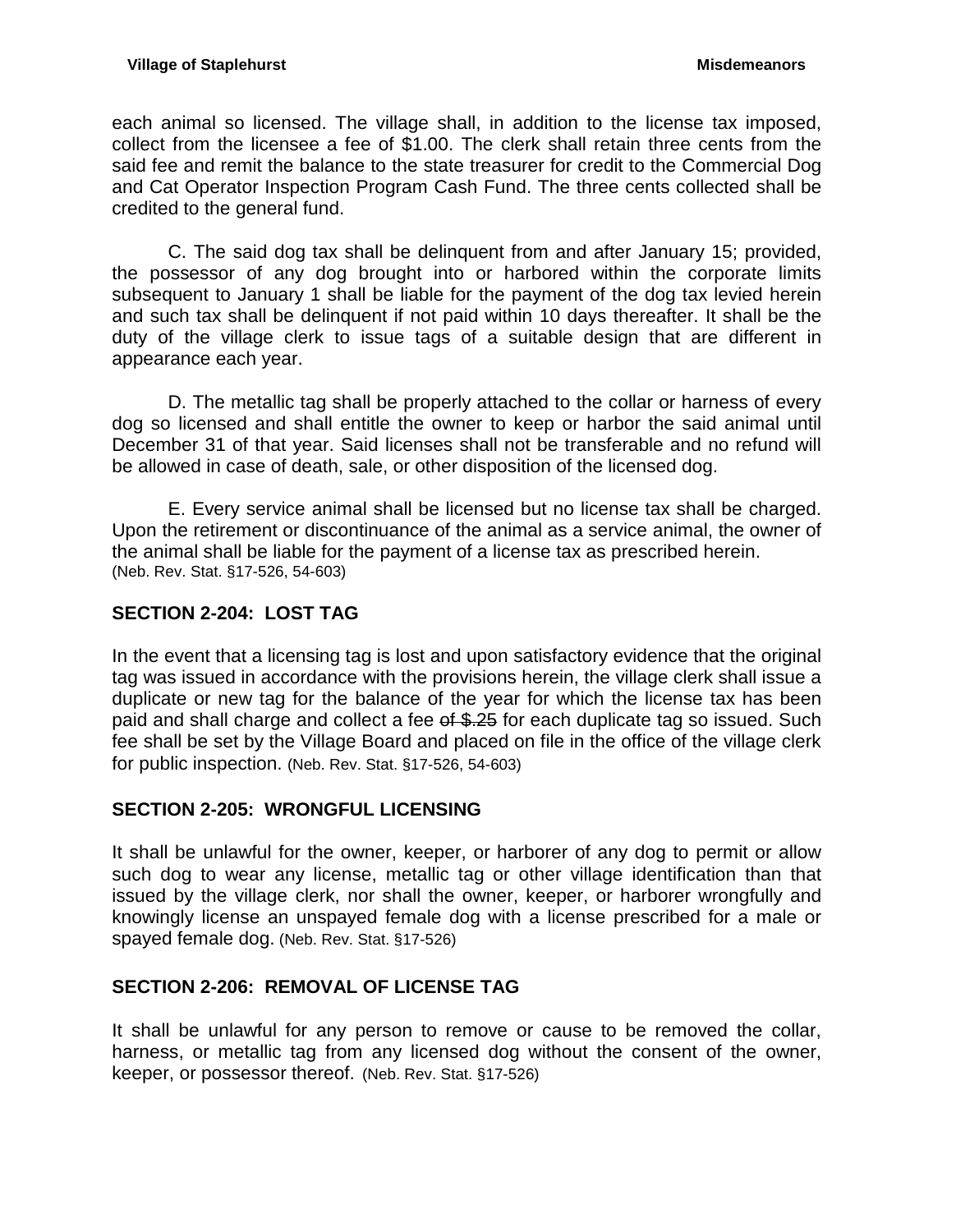each animal so licensed. The village shall, in addition to the license tax imposed, collect from the licensee a fee of $1.00. The clerk shall retain three cents from the said fee and remit the balance to the state treasurer for credit to the Commercial Dog and Cat Operator Inspection Program Cash Fund. The three cents collected shall be credited to the general fund.

C. The said dog tax shall be delinquent from and after January 15; provided, the possessor of any dog brought into or harbored within the corporate limits subsequent to January 1 shall be liable for the payment of the dog tax levied herein and such tax shall be delinquent if not paid within 10 days thereafter. It shall be the duty of the village clerk to issue tags of a suitable design that are different in appearance each year.

D. The metallic tag shall be properly attached to the collar or harness of every dog so licensed and shall entitle the owner to keep or harbor the said animal until December 31 of that year. Said licenses shall not be transferable and no refund will be allowed in case of death, sale, or other disposition of the licensed dog.

E. Every service animal shall be licensed but no license tax shall be charged. Upon the retirement or discontinuance of the animal as a service animal, the owner of the animal shall be liable for the payment of a license tax as prescribed herein.
(Neb. Rev. Stat. §17-526, 54-603)

## SECTION 2-204: LOST TAG

In the event that a licensing tag is lost and upon satisfactory evidence that the original tag was issued in accordance with the provisions herein, the village clerk shall issue a duplicate or new tag for the balance of the year for which the license tax has been paid and shall charge and collect a fee ~~of $.25~~ for each duplicate tag so issued. Such fee shall be set by the Village Board and placed on file in the office of the village clerk for public inspection. (Neb. Rev. Stat. §17-526, 54-603)

## SECTION 2-205: WRONGFUL LICENSING

It shall be unlawful for the owner, keeper, or harborer of any dog to permit or allow such dog to wear any license, metallic tag or other village identification than that issued by the village clerk, nor shall the owner, keeper, or harborer wrongfully and knowingly license an unspayed female dog with a license prescribed for a male or spayed female dog. (Neb. Rev. Stat. §17-526)

## SECTION 2-206: REMOVAL OF LICENSE TAG

It shall be unlawful for any person to remove or cause to be removed the collar, harness, or metallic tag from any licensed dog without the consent of the owner, keeper, or possessor thereof. (Neb. Rev. Stat. §17-526)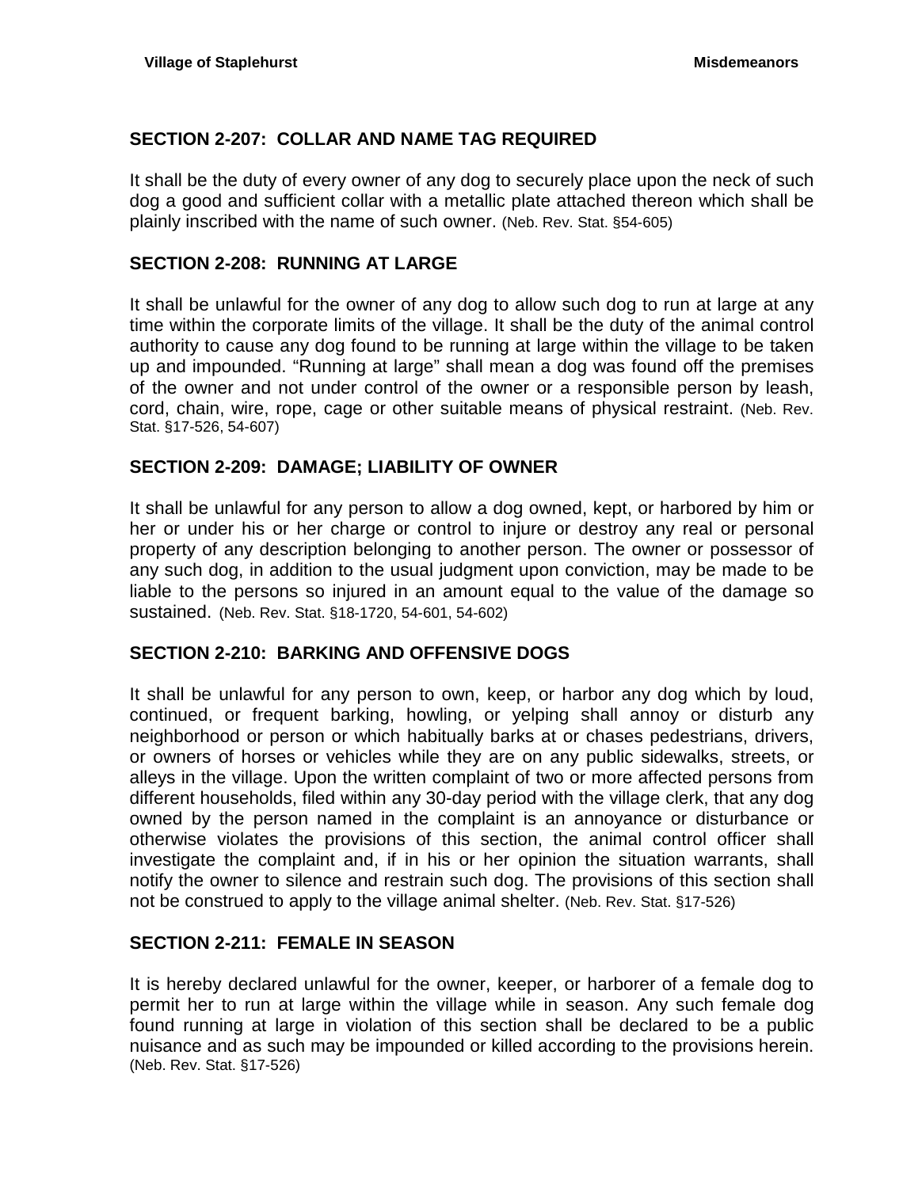## SECTION 2-207: COLLAR AND NAME TAG REQUIRED

It shall be the duty of every owner of any dog to securely place upon the neck of such dog a good and sufficient collar with a metallic plate attached thereon which shall be plainly inscribed with the name of such owner. (Neb. Rev. Stat. §54-605)

## SECTION 2-208: RUNNING AT LARGE

It shall be unlawful for the owner of any dog to allow such dog to run at large at any time within the corporate limits of the village. It shall be the duty of the animal control authority to cause any dog found to be running at large within the village to be taken up and impounded. "Running at large" shall mean a dog was found off the premises of the owner and not under control of the owner or a responsible person by leash, cord, chain, wire, rope, cage or other suitable means of physical restraint. (Neb. Rev. Stat. §17-526, 54-607)

## SECTION 2-209: DAMAGE; LIABILITY OF OWNER

It shall be unlawful for any person to allow a dog owned, kept, or harbored by him or her or under his or her charge or control to injure or destroy any real or personal property of any description belonging to another person. The owner or possessor of any such dog, in addition to the usual judgment upon conviction, may be made to be liable to the persons so injured in an amount equal to the value of the damage so sustained. (Neb. Rev. Stat. §18-1720, 54-601, 54-602)

## SECTION 2-210: BARKING AND OFFENSIVE DOGS

It shall be unlawful for any person to own, keep, or harbor any dog which by loud, continued, or frequent barking, howling, or yelping shall annoy or disturb any neighborhood or person or which habitually barks at or chases pedestrians, drivers, or owners of horses or vehicles while they are on any public sidewalks, streets, or alleys in the village. Upon the written complaint of two or more affected persons from different households, filed within any 30-day period with the village clerk, that any dog owned by the person named in the complaint is an annoyance or disturbance or otherwise violates the provisions of this section, the animal control officer shall investigate the complaint and, if in his or her opinion the situation warrants, shall notify the owner to silence and restrain such dog. The provisions of this section shall not be construed to apply to the village animal shelter. (Neb. Rev. Stat. §17-526)

## SECTION 2-211: FEMALE IN SEASON

It is hereby declared unlawful for the owner, keeper, or harborer of a female dog to permit her to run at large within the village while in season. Any such female dog found running at large in violation of this section shall be declared to be a public nuisance and as such may be impounded or killed according to the provisions herein. (Neb. Rev. Stat. §17-526)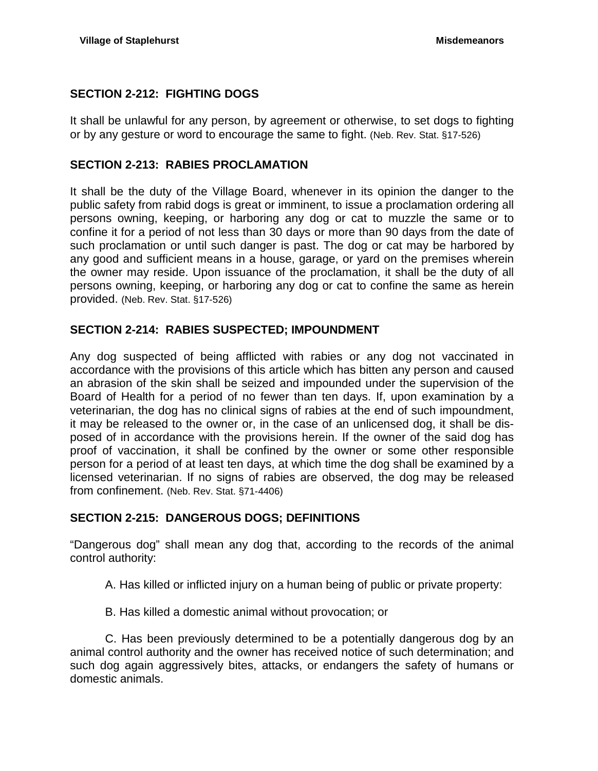## SECTION 2-212: FIGHTING DOGS

It shall be unlawful for any person, by agreement or otherwise, to set dogs to fighting or by any gesture or word to encourage the same to fight. (Neb. Rev. Stat. §17-526)

## SECTION 2-213: RABIES PROCLAMATION

It shall be the duty of the Village Board, whenever in its opinion the danger to the public safety from rabid dogs is great or imminent, to issue a proclamation ordering all persons owning, keeping, or harboring any dog or cat to muzzle the same or to confine it for a period of not less than 30 days or more than 90 days from the date of such proclamation or until such danger is past. The dog or cat may be harbored by any good and sufficient means in a house, garage, or yard on the premises wherein the owner may reside. Upon issuance of the proclamation, it shall be the duty of all persons owning, keeping, or harboring any dog or cat to confine the same as herein provided. (Neb. Rev. Stat. §17-526)

## SECTION 2-214: RABIES SUSPECTED; IMPOUNDMENT

Any dog suspected of being afflicted with rabies or any dog not vaccinated in accordance with the provisions of this article which has bitten any person and caused an abrasion of the skin shall be seized and impounded under the supervision of the Board of Health for a period of no fewer than ten days. If, upon examination by a veterinarian, the dog has no clinical signs of rabies at the end of such impoundment, it may be released to the owner or, in the case of an unlicensed dog, it shall be disposed of in accordance with the provisions herein. If the owner of the said dog has proof of vaccination, it shall be confined by the owner or some other responsible person for a period of at least ten days, at which time the dog shall be examined by a licensed veterinarian. If no signs of rabies are observed, the dog may be released from confinement. (Neb. Rev. Stat. §71-4406)

## SECTION 2-215: DANGEROUS DOGS; DEFINITIONS

"Dangerous dog" shall mean any dog that, according to the records of the animal control authority:

A. Has killed or inflicted injury on a human being of public or private property:

B. Has killed a domestic animal without provocation; or

C. Has been previously determined to be a potentially dangerous dog by an animal control authority and the owner has received notice of such determination; and such dog again aggressively bites, attacks, or endangers the safety of humans or domestic animals.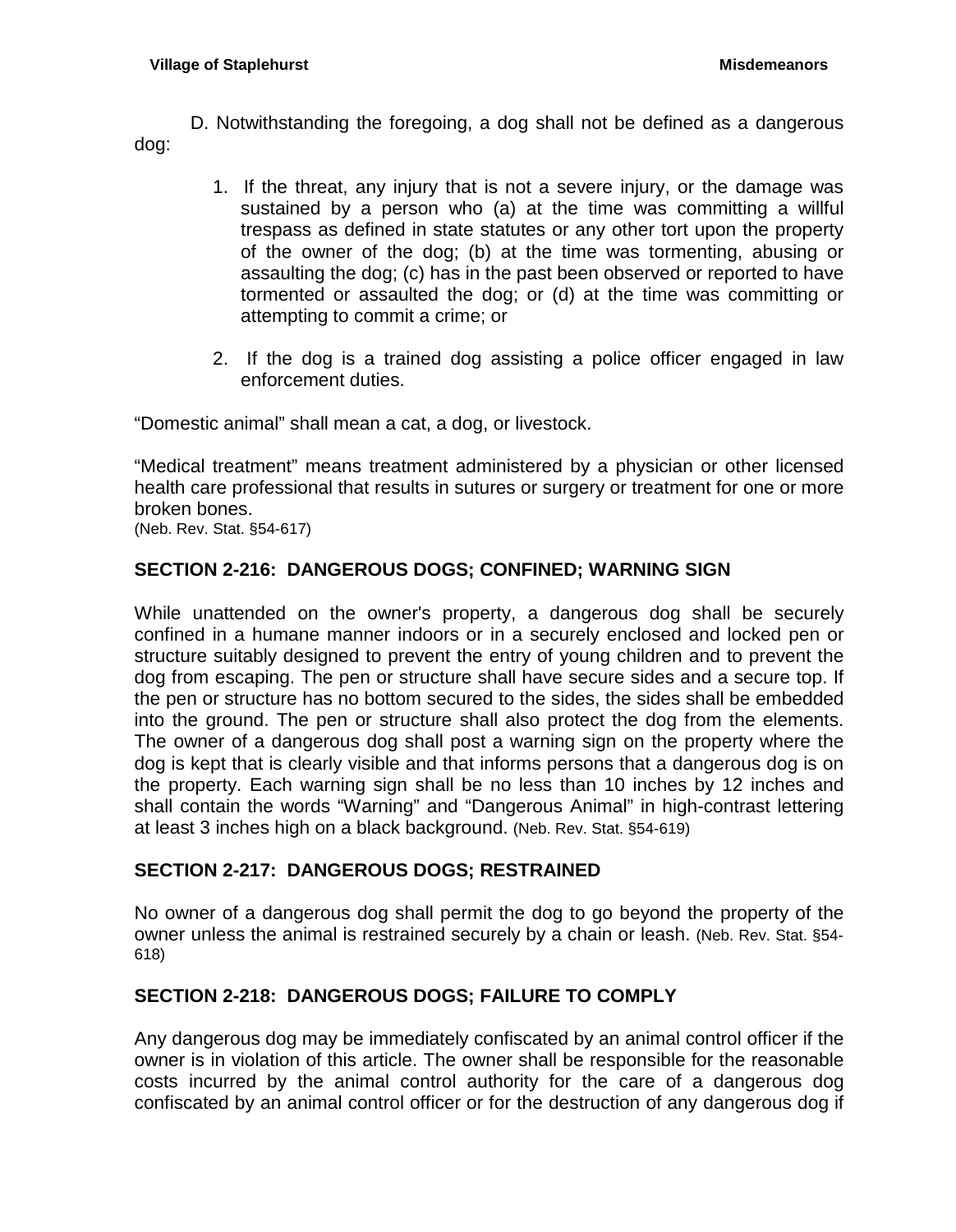D. Notwithstanding the foregoing, a dog shall not be defined as a dangerous dog:

1. If the threat, any injury that is not a severe injury, or the damage was sustained by a person who (a) at the time was committing a willful trespass as defined in state statutes or any other tort upon the property of the owner of the dog; (b) at the time was tormenting, abusing or assaulting the dog; (c) has in the past been observed or reported to have tormented or assaulted the dog; or (d) at the time was committing or attempting to commit a crime; or

2. If the dog is a trained dog assisting a police officer engaged in law enforcement duties.

"Domestic animal" shall mean a cat, a dog, or livestock.

"Medical treatment" means treatment administered by a physician or other licensed health care professional that results in sutures or surgery or treatment for one or more broken bones.
(Neb. Rev. Stat. §54-617)

## SECTION 2-216: DANGEROUS DOGS; CONFINED; WARNING SIGN

While unattended on the owner's property, a dangerous dog shall be securely confined in a humane manner indoors or in a securely enclosed and locked pen or structure suitably designed to prevent the entry of young children and to prevent the dog from escaping. The pen or structure shall have secure sides and a secure top. If the pen or structure has no bottom secured to the sides, the sides shall be embedded into the ground. The pen or structure shall also protect the dog from the elements. The owner of a dangerous dog shall post a warning sign on the property where the dog is kept that is clearly visible and that informs persons that a dangerous dog is on the property. Each warning sign shall be no less than 10 inches by 12 inches and shall contain the words "Warning" and "Dangerous Animal" in high-contrast lettering at least 3 inches high on a black background. (Neb. Rev. Stat. §54-619)

## SECTION 2-217: DANGEROUS DOGS; RESTRAINED

No owner of a dangerous dog shall permit the dog to go beyond the property of the owner unless the animal is restrained securely by a chain or leash. (Neb. Rev. Stat. §54-618)

## SECTION 2-218: DANGEROUS DOGS; FAILURE TO COMPLY

Any dangerous dog may be immediately confiscated by an animal control officer if the owner is in violation of this article. The owner shall be responsible for the reasonable costs incurred by the animal control authority for the care of a dangerous dog confiscated by an animal control officer or for the destruction of any dangerous dog if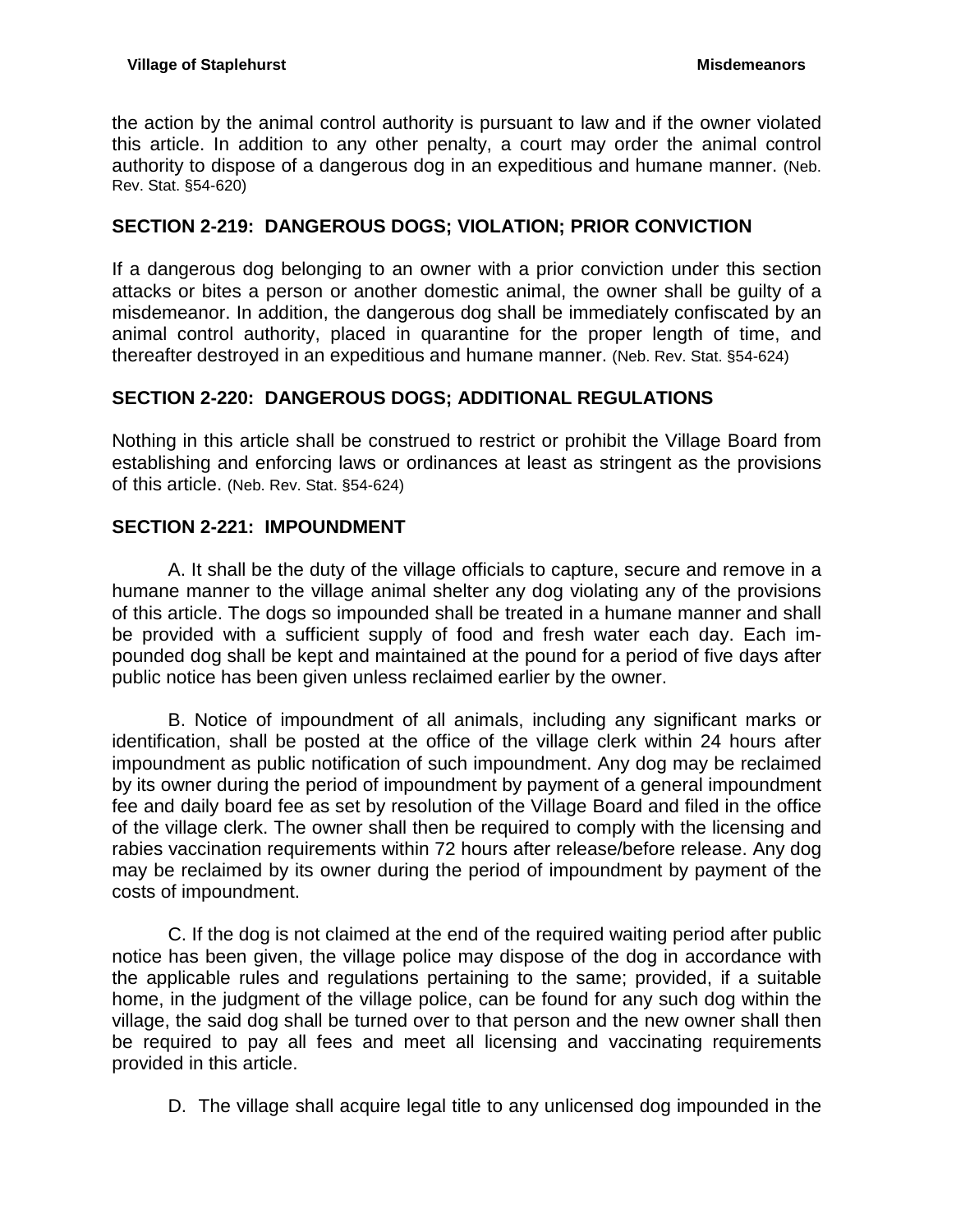the action by the animal control authority is pursuant to law and if the owner violated this article. In addition to any other penalty, a court may order the animal control authority to dispose of a dangerous dog in an expeditious and humane manner. (Neb. Rev. Stat. §54-620)

### SECTION 2-219: DANGEROUS DOGS; VIOLATION; PRIOR CONVICTION

If a dangerous dog belonging to an owner with a prior conviction under this section attacks or bites a person or another domestic animal, the owner shall be guilty of a misdemeanor. In addition, the dangerous dog shall be immediately confiscated by an animal control authority, placed in quarantine for the proper length of time, and thereafter destroyed in an expeditious and humane manner. (Neb. Rev. Stat. §54-624)

### SECTION 2-220: DANGEROUS DOGS; ADDITIONAL REGULATIONS

Nothing in this article shall be construed to restrict or prohibit the Village Board from establishing and enforcing laws or ordinances at least as stringent as the provisions of this article. (Neb. Rev. Stat. §54-624)

### SECTION 2-221: IMPOUNDMENT

A. It shall be the duty of the village officials to capture, secure and remove in a humane manner to the village animal shelter any dog violating any of the provisions of this article. The dogs so impounded shall be treated in a humane manner and shall be provided with a sufficient supply of food and fresh water each day. Each impounded dog shall be kept and maintained at the pound for a period of five days after public notice has been given unless reclaimed earlier by the owner.

B. Notice of impoundment of all animals, including any significant marks or identification, shall be posted at the office of the village clerk within 24 hours after impoundment as public notification of such impoundment. Any dog may be reclaimed by its owner during the period of impoundment by payment of a general impoundment fee and daily board fee as set by resolution of the Village Board and filed in the office of the village clerk. The owner shall then be required to comply with the licensing and rabies vaccination requirements within 72 hours after release/before release. Any dog may be reclaimed by its owner during the period of impoundment by payment of the costs of impoundment.

C. If the dog is not claimed at the end of the required waiting period after public notice has been given, the village police may dispose of the dog in accordance with the applicable rules and regulations pertaining to the same; provided, if a suitable home, in the judgment of the village police, can be found for any such dog within the village, the said dog shall be turned over to that person and the new owner shall then be required to pay all fees and meet all licensing and vaccinating requirements provided in this article.

D. The village shall acquire legal title to any unlicensed dog impounded in the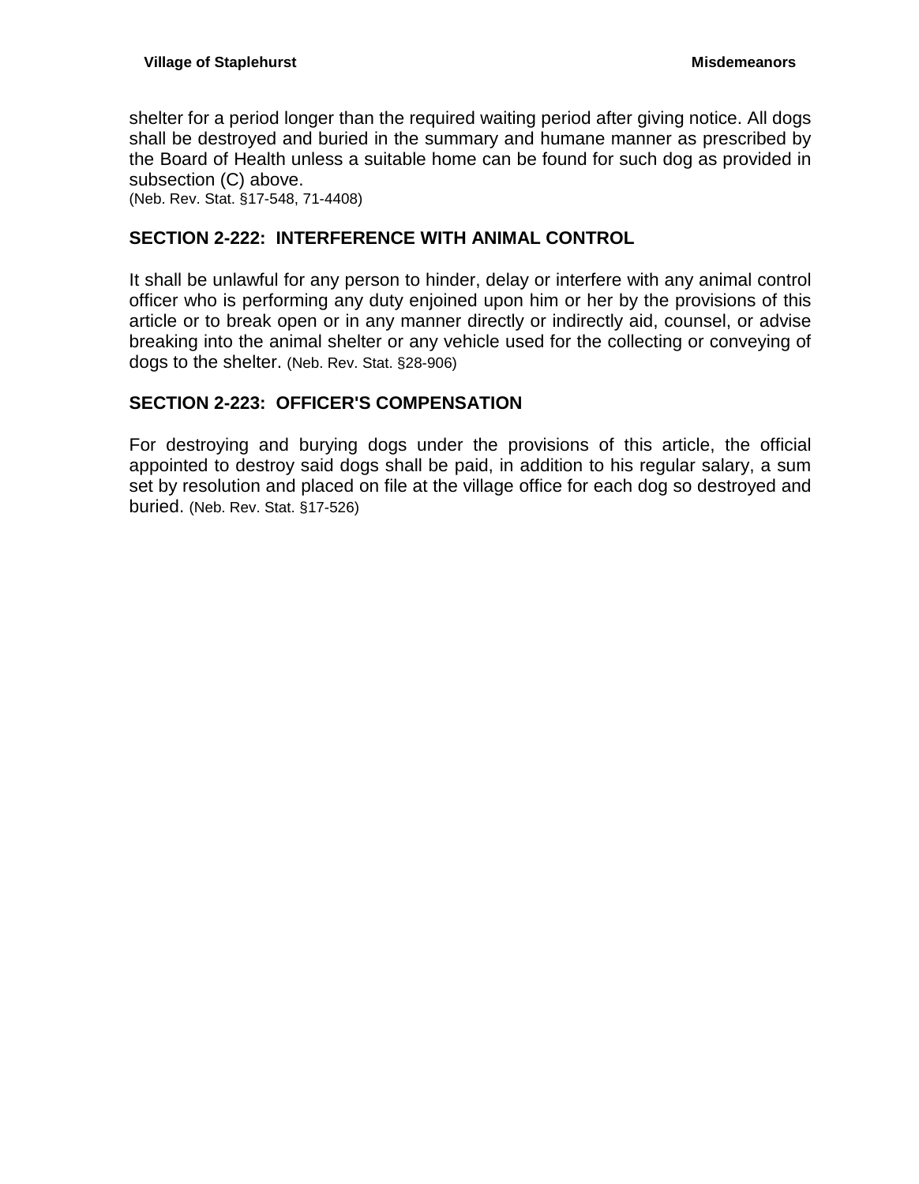shelter for a period longer than the required waiting period after giving notice. All dogs shall be destroyed and buried in the summary and humane manner as prescribed by the Board of Health unless a suitable home can be found for such dog as provided in subsection (C) above.
(Neb. Rev. Stat. §17-548, 71-4408)

## SECTION 2-222: INTERFERENCE WITH ANIMAL CONTROL

It shall be unlawful for any person to hinder, delay or interfere with any animal control officer who is performing any duty enjoined upon him or her by the provisions of this article or to break open or in any manner directly or indirectly aid, counsel, or advise breaking into the animal shelter or any vehicle used for the collecting or conveying of dogs to the shelter. (Neb. Rev. Stat. §28-906)

## SECTION 2-223: OFFICER'S COMPENSATION

For destroying and burying dogs under the provisions of this article, the official appointed to destroy said dogs shall be paid, in addition to his regular salary, a sum set by resolution and placed on file at the village office for each dog so destroyed and buried. (Neb. Rev. Stat. §17-526)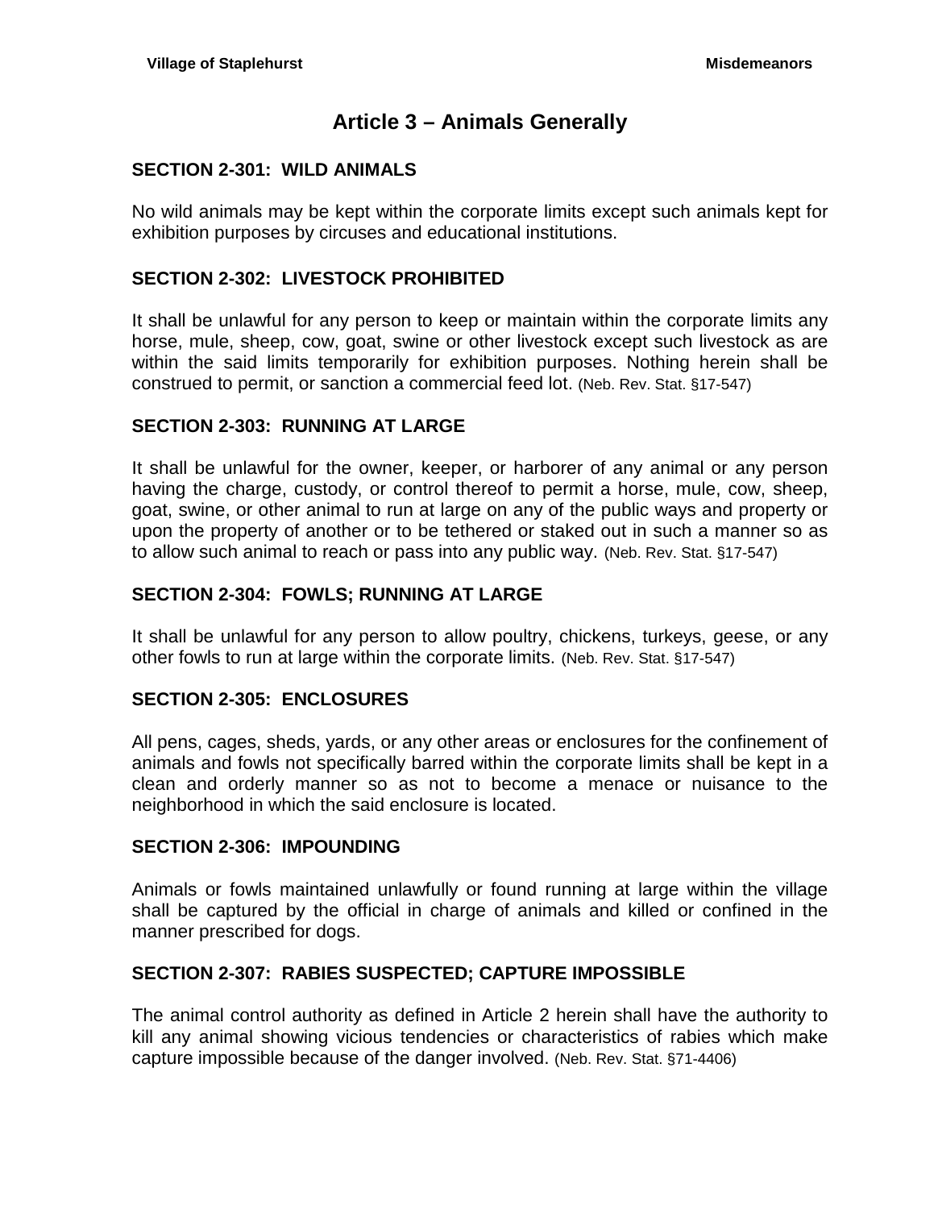# Article 3 – Animals Generally

## SECTION 2-301: WILD ANIMALS

No wild animals may be kept within the corporate limits except such animals kept for exhibition purposes by circuses and educational institutions.

## SECTION 2-302: LIVESTOCK PROHIBITED

It shall be unlawful for any person to keep or maintain within the corporate limits any horse, mule, sheep, cow, goat, swine or other livestock except such livestock as are within the said limits temporarily for exhibition purposes. Nothing herein shall be construed to permit, or sanction a commercial feed lot. (Neb. Rev. Stat. §17-547)

## SECTION 2-303: RUNNING AT LARGE

It shall be unlawful for the owner, keeper, or harborer of any animal or any person having the charge, custody, or control thereof to permit a horse, mule, cow, sheep, goat, swine, or other animal to run at large on any of the public ways and property or upon the property of another or to be tethered or staked out in such a manner so as to allow such animal to reach or pass into any public way. (Neb. Rev. Stat. §17-547)

## SECTION 2-304: FOWLS; RUNNING AT LARGE

It shall be unlawful for any person to allow poultry, chickens, turkeys, geese, or any other fowls to run at large within the corporate limits. (Neb. Rev. Stat. §17-547)

## SECTION 2-305: ENCLOSURES

All pens, cages, sheds, yards, or any other areas or enclosures for the confinement of animals and fowls not specifically barred within the corporate limits shall be kept in a clean and orderly manner so as not to become a menace or nuisance to the neighborhood in which the said enclosure is located.

## SECTION 2-306: IMPOUNDING

Animals or fowls maintained unlawfully or found running at large within the village shall be captured by the official in charge of animals and killed or confined in the manner prescribed for dogs.

## SECTION 2-307: RABIES SUSPECTED; CAPTURE IMPOSSIBLE

The animal control authority as defined in Article 2 herein shall have the authority to kill any animal showing vicious tendencies or characteristics of rabies which make capture impossible because of the danger involved. (Neb. Rev. Stat. §71-4406)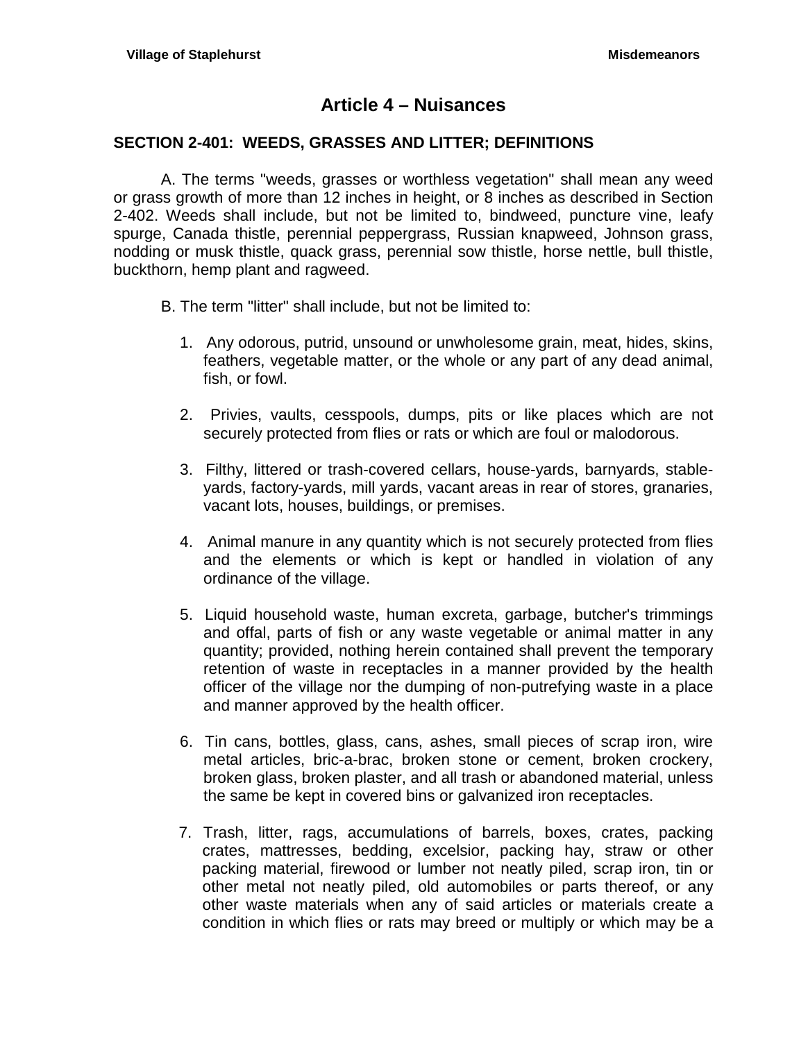# Article 4 – Nuisances

## SECTION 2-401: WEEDS, GRASSES AND LITTER; DEFINITIONS

A. The terms "weeds, grasses or worthless vegetation" shall mean any weed or grass growth of more than 12 inches in height, or 8 inches as described in Section 2-402. Weeds shall include, but not be limited to, bindweed, puncture vine, leafy spurge, Canada thistle, perennial peppergrass, Russian knapweed, Johnson grass, nodding or musk thistle, quack grass, perennial sow thistle, horse nettle, bull thistle, buckthorn, hemp plant and ragweed.

B. The term "litter" shall include, but not be limited to:

1. Any odorous, putrid, unsound or unwholesome grain, meat, hides, skins, feathers, vegetable matter, or the whole or any part of any dead animal, fish, or fowl.

2. Privies, vaults, cesspools, dumps, pits or like places which are not securely protected from flies or rats or which are foul or malodorous.

3. Filthy, littered or trash-covered cellars, house-yards, barnyards, stable-yards, factory-yards, mill yards, vacant areas in rear of stores, granaries, vacant lots, houses, buildings, or premises.

4. Animal manure in any quantity which is not securely protected from flies and the elements or which is kept or handled in violation of any ordinance of the village.

5. Liquid household waste, human excreta, garbage, butcher's trimmings and offal, parts of fish or any waste vegetable or animal matter in any quantity; provided, nothing herein contained shall prevent the temporary retention of waste in receptacles in a manner provided by the health officer of the village nor the dumping of non-putrefying waste in a place and manner approved by the health officer.

6. Tin cans, bottles, glass, cans, ashes, small pieces of scrap iron, wire metal articles, bric-a-brac, broken stone or cement, broken crockery, broken glass, broken plaster, and all trash or abandoned material, unless the same be kept in covered bins or galvanized iron receptacles.

7. Trash, litter, rags, accumulations of barrels, boxes, crates, packing crates, mattresses, bedding, excelsior, packing hay, straw or other packing material, firewood or lumber not neatly piled, scrap iron, tin or other metal not neatly piled, old automobiles or parts thereof, or any other waste materials when any of said articles or materials create a condition in which flies or rats may breed or multiply or which may be a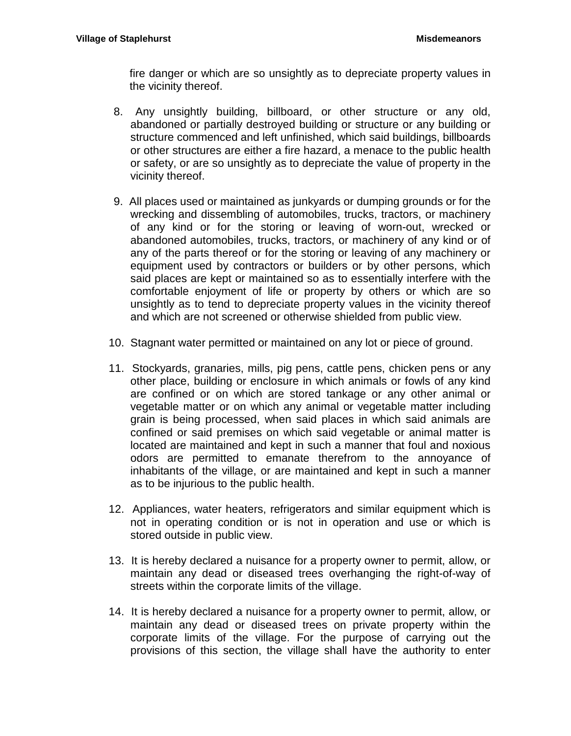fire danger or which are so unsightly as to depreciate property values in the vicinity thereof.

8. Any unsightly building, billboard, or other structure or any old, abandoned or partially destroyed building or structure or any building or structure commenced and left unfinished, which said buildings, billboards or other structures are either a fire hazard, a menace to the public health or safety, or are so unsightly as to depreciate the value of property in the vicinity thereof.

9. All places used or maintained as junkyards or dumping grounds or for the wrecking and dissembling of automobiles, trucks, tractors, or machinery of any kind or for the storing or leaving of worn-out, wrecked or abandoned automobiles, trucks, tractors, or machinery of any kind or of any of the parts thereof or for the storing or leaving of any machinery or equipment used by contractors or builders or by other persons, which said places are kept or maintained so as to essentially interfere with the comfortable enjoyment of life or property by others or which are so unsightly as to tend to depreciate property values in the vicinity thereof and which are not screened or otherwise shielded from public view.

10. Stagnant water permitted or maintained on any lot or piece of ground.

11. Stockyards, granaries, mills, pig pens, cattle pens, chicken pens or any other place, building or enclosure in which animals or fowls of any kind are confined or on which are stored tankage or any other animal or vegetable matter or on which any animal or vegetable matter including grain is being processed, when said places in which said animals are confined or said premises on which said vegetable or animal matter is located are maintained and kept in such a manner that foul and noxious odors are permitted to emanate therefrom to the annoyance of inhabitants of the village, or are maintained and kept in such a manner as to be injurious to the public health.

12. Appliances, water heaters, refrigerators and similar equipment which is not in operating condition or is not in operation and use or which is stored outside in public view.

13. It is hereby declared a nuisance for a property owner to permit, allow, or maintain any dead or diseased trees overhanging the right-of-way of streets within the corporate limits of the village.

14. It is hereby declared a nuisance for a property owner to permit, allow, or maintain any dead or diseased trees on private property within the corporate limits of the village. For the purpose of carrying out the provisions of this section, the village shall have the authority to enter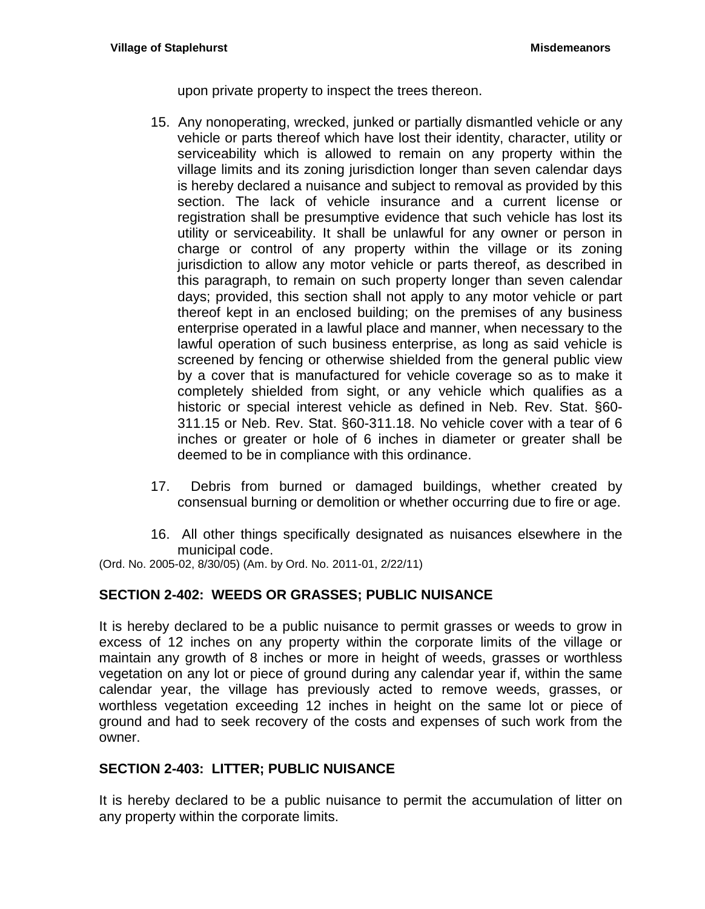upon private property to inspect the trees thereon.

15. Any nonoperating, wrecked, junked or partially dismantled vehicle or any vehicle or parts thereof which have lost their identity, character, utility or serviceability which is allowed to remain on any property within the village limits and its zoning jurisdiction longer than seven calendar days is hereby declared a nuisance and subject to removal as provided by this section. The lack of vehicle insurance and a current license or registration shall be presumptive evidence that such vehicle has lost its utility or serviceability. It shall be unlawful for any owner or person in charge or control of any property within the village or its zoning jurisdiction to allow any motor vehicle or parts thereof, as described in this paragraph, to remain on such property longer than seven calendar days; provided, this section shall not apply to any motor vehicle or part thereof kept in an enclosed building; on the premises of any business enterprise operated in a lawful place and manner, when necessary to the lawful operation of such business enterprise, as long as said vehicle is screened by fencing or otherwise shielded from the general public view by a cover that is manufactured for vehicle coverage so as to make it completely shielded from sight, or any vehicle which qualifies as a historic or special interest vehicle as defined in Neb. Rev. Stat. §60-311.15 or Neb. Rev. Stat. §60-311.18. No vehicle cover with a tear of 6 inches or greater or hole of 6 inches in diameter or greater shall be deemed to be in compliance with this ordinance.

17. Debris from burned or damaged buildings, whether created by consensual burning or demolition or whether occurring due to fire or age.

16. All other things specifically designated as nuisances elsewhere in the municipal code.

(Ord. No. 2005-02, 8/30/05) (Am. by Ord. No. 2011-01, 2/22/11)

## SECTION 2-402: WEEDS OR GRASSES; PUBLIC NUISANCE

It is hereby declared to be a public nuisance to permit grasses or weeds to grow in excess of 12 inches on any property within the corporate limits of the village or maintain any growth of 8 inches or more in height of weeds, grasses or worthless vegetation on any lot or piece of ground during any calendar year if, within the same calendar year, the village has previously acted to remove weeds, grasses, or worthless vegetation exceeding 12 inches in height on the same lot or piece of ground and had to seek recovery of the costs and expenses of such work from the owner.

## SECTION 2-403: LITTER; PUBLIC NUISANCE

It is hereby declared to be a public nuisance to permit the accumulation of litter on any property within the corporate limits.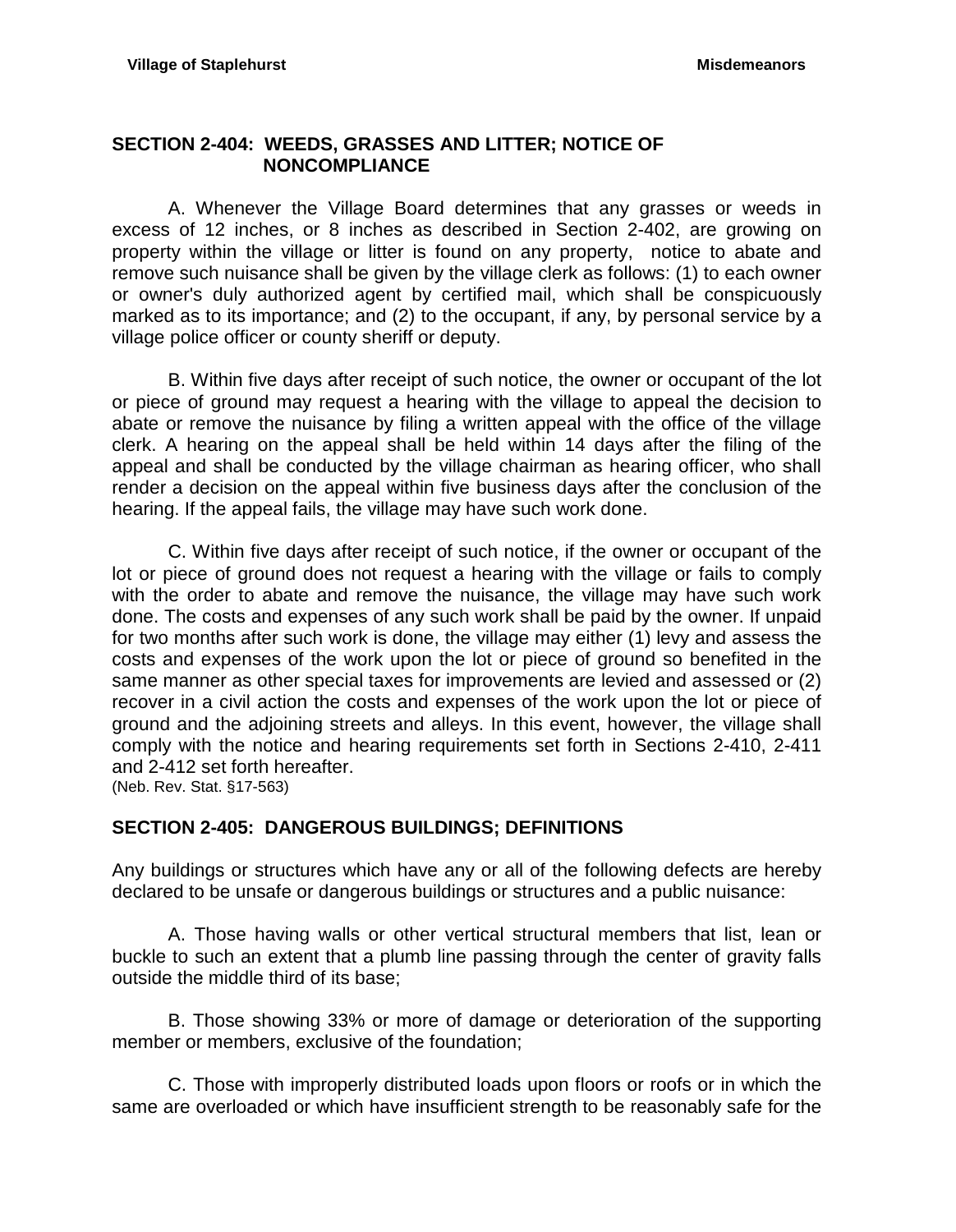## SECTION 2-404: WEEDS, GRASSES AND LITTER; NOTICE OF NONCOMPLIANCE

A. Whenever the Village Board determines that any grasses or weeds in excess of 12 inches, or 8 inches as described in Section 2-402, are growing on property within the village or litter is found on any property, notice to abate and remove such nuisance shall be given by the village clerk as follows: (1) to each owner or owner's duly authorized agent by certified mail, which shall be conspicuously marked as to its importance; and (2) to the occupant, if any, by personal service by a village police officer or county sheriff or deputy.

B. Within five days after receipt of such notice, the owner or occupant of the lot or piece of ground may request a hearing with the village to appeal the decision to abate or remove the nuisance by filing a written appeal with the office of the village clerk. A hearing on the appeal shall be held within 14 days after the filing of the appeal and shall be conducted by the village chairman as hearing officer, who shall render a decision on the appeal within five business days after the conclusion of the hearing. If the appeal fails, the village may have such work done.

C. Within five days after receipt of such notice, if the owner or occupant of the lot or piece of ground does not request a hearing with the village or fails to comply with the order to abate and remove the nuisance, the village may have such work done. The costs and expenses of any such work shall be paid by the owner. If unpaid for two months after such work is done, the village may either (1) levy and assess the costs and expenses of the work upon the lot or piece of ground so benefited in the same manner as other special taxes for improvements are levied and assessed or (2) recover in a civil action the costs and expenses of the work upon the lot or piece of ground and the adjoining streets and alleys. In this event, however, the village shall comply with the notice and hearing requirements set forth in Sections 2-410, 2-411 and 2-412 set forth hereafter.
(Neb. Rev. Stat. §17-563)

## SECTION 2-405: DANGEROUS BUILDINGS; DEFINITIONS

Any buildings or structures which have any or all of the following defects are hereby declared to be unsafe or dangerous buildings or structures and a public nuisance:

A. Those having walls or other vertical structural members that list, lean or buckle to such an extent that a plumb line passing through the center of gravity falls outside the middle third of its base;

B. Those showing 33% or more of damage or deterioration of the supporting member or members, exclusive of the foundation;

C. Those with improperly distributed loads upon floors or roofs or in which the same are overloaded or which have insufficient strength to be reasonably safe for the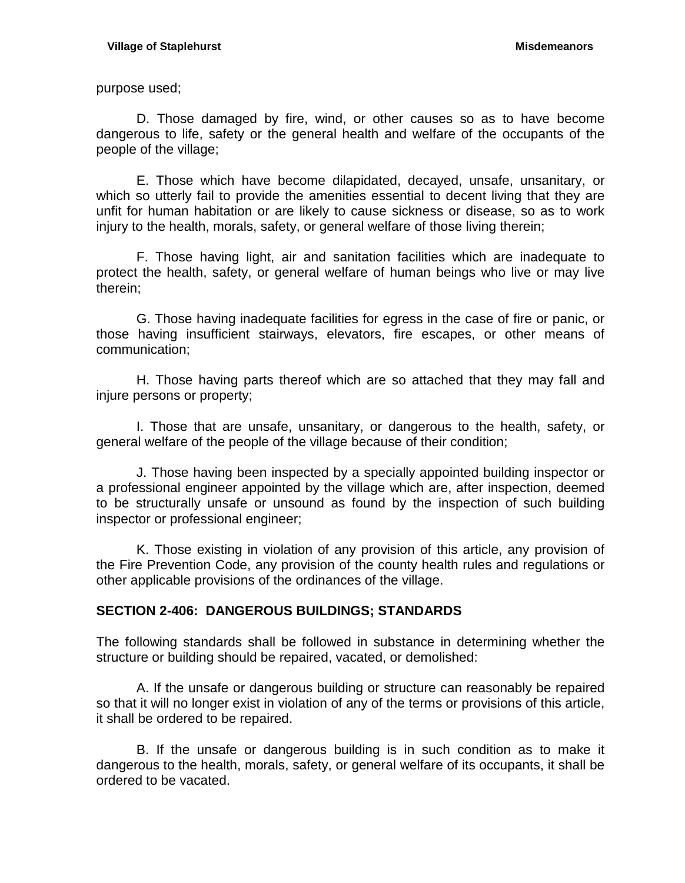purpose used;

D. Those damaged by fire, wind, or other causes so as to have become dangerous to life, safety or the general health and welfare of the occupants of the people of the village;

E. Those which have become dilapidated, decayed, unsafe, unsanitary, or which so utterly fail to provide the amenities essential to decent living that they are unfit for human habitation or are likely to cause sickness or disease, so as to work injury to the health, morals, safety, or general welfare of those living therein;

F. Those having light, air and sanitation facilities which are inadequate to protect the health, safety, or general welfare of human beings who live or may live therein;

G. Those having inadequate facilities for egress in the case of fire or panic, or those having insufficient stairways, elevators, fire escapes, or other means of communication;

H. Those having parts thereof which are so attached that they may fall and injure persons or property;

I. Those that are unsafe, unsanitary, or dangerous to the health, safety, or general welfare of the people of the village because of their condition;

J. Those having been inspected by a specially appointed building inspector or a professional engineer appointed by the village which are, after inspection, deemed to be structurally unsafe or unsound as found by the inspection of such building inspector or professional engineer;

K. Those existing in violation of any provision of this article, any provision of the Fire Prevention Code, any provision of the county health rules and regulations or other applicable provisions of the ordinances of the village.

## SECTION 2-406: DANGEROUS BUILDINGS; STANDARDS

The following standards shall be followed in substance in determining whether the structure or building should be repaired, vacated, or demolished:

A. If the unsafe or dangerous building or structure can reasonably be repaired so that it will no longer exist in violation of any of the terms or provisions of this article, it shall be ordered to be repaired.

B. If the unsafe or dangerous building is in such condition as to make it dangerous to the health, morals, safety, or general welfare of its occupants, it shall be ordered to be vacated.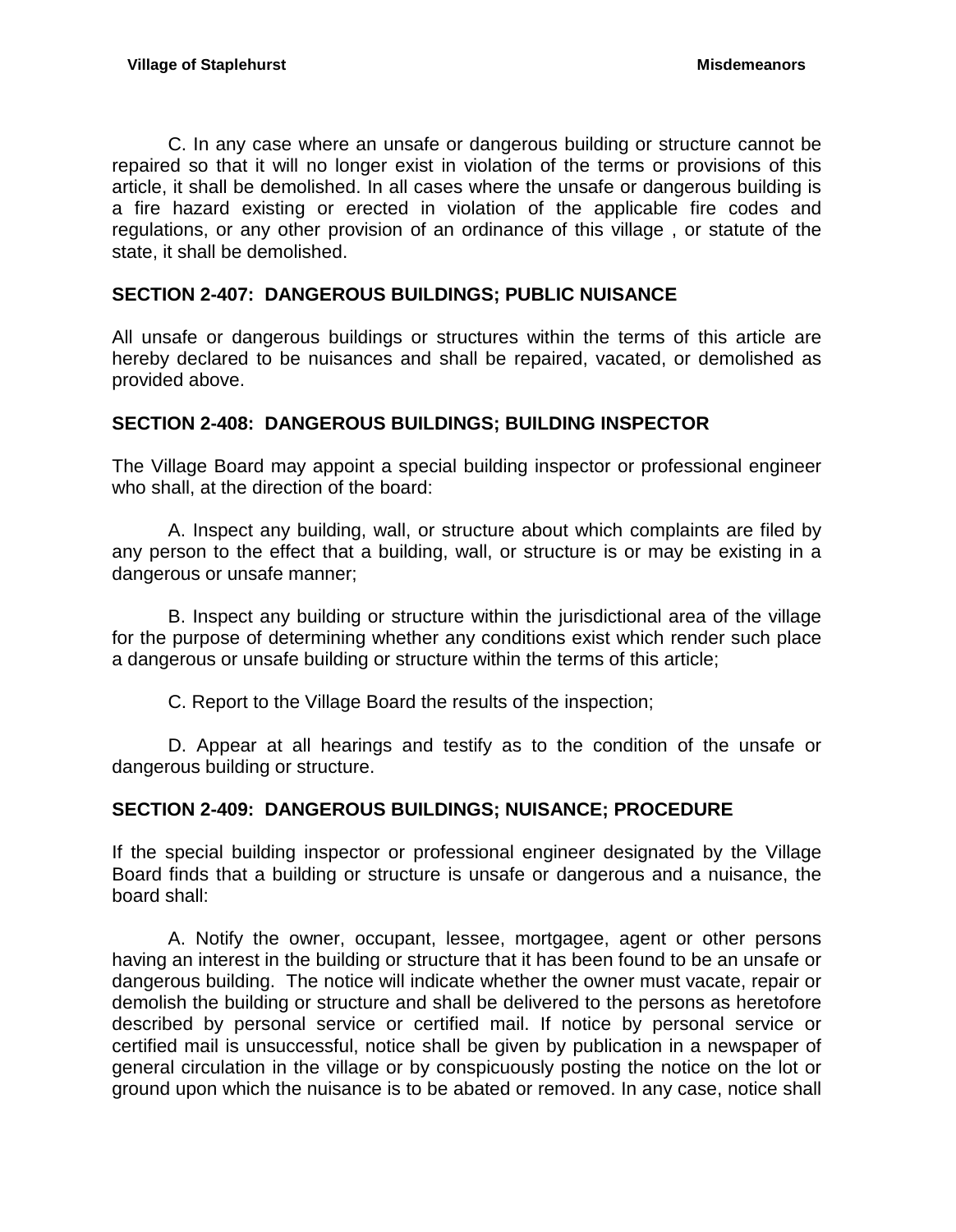C. In any case where an unsafe or dangerous building or structure cannot be repaired so that it will no longer exist in violation of the terms or provisions of this article, it shall be demolished. In all cases where the unsafe or dangerous building is a fire hazard existing or erected in violation of the applicable fire codes and regulations, or any other provision of an ordinance of this village , or statute of the state, it shall be demolished.

**SECTION 2-407: DANGEROUS BUILDINGS; PUBLIC NUISANCE**

All unsafe or dangerous buildings or structures within the terms of this article are hereby declared to be nuisances and shall be repaired, vacated, or demolished as provided above.

**SECTION 2-408: DANGEROUS BUILDINGS; BUILDING INSPECTOR**

The Village Board may appoint a special building inspector or professional engineer who shall, at the direction of the board:

A. Inspect any building, wall, or structure about which complaints are filed by any person to the effect that a building, wall, or structure is or may be existing in a dangerous or unsafe manner;

B. Inspect any building or structure within the jurisdictional area of the village for the purpose of determining whether any conditions exist which render such place a dangerous or unsafe building or structure within the terms of this article;

C. Report to the Village Board the results of the inspection;

D. Appear at all hearings and testify as to the condition of the unsafe or dangerous building or structure.

**SECTION 2-409: DANGEROUS BUILDINGS; NUISANCE; PROCEDURE**

If the special building inspector or professional engineer designated by the Village Board finds that a building or structure is unsafe or dangerous and a nuisance, the board shall:

A. Notify the owner, occupant, lessee, mortgagee, agent or other persons having an interest in the building or structure that it has been found to be an unsafe or dangerous building. The notice will indicate whether the owner must vacate, repair or demolish the building or structure and shall be delivered to the persons as heretofore described by personal service or certified mail. If notice by personal service or certified mail is unsuccessful, notice shall be given by publication in a newspaper of general circulation in the village or by conspicuously posting the notice on the lot or ground upon which the nuisance is to be abated or removed. In any case, notice shall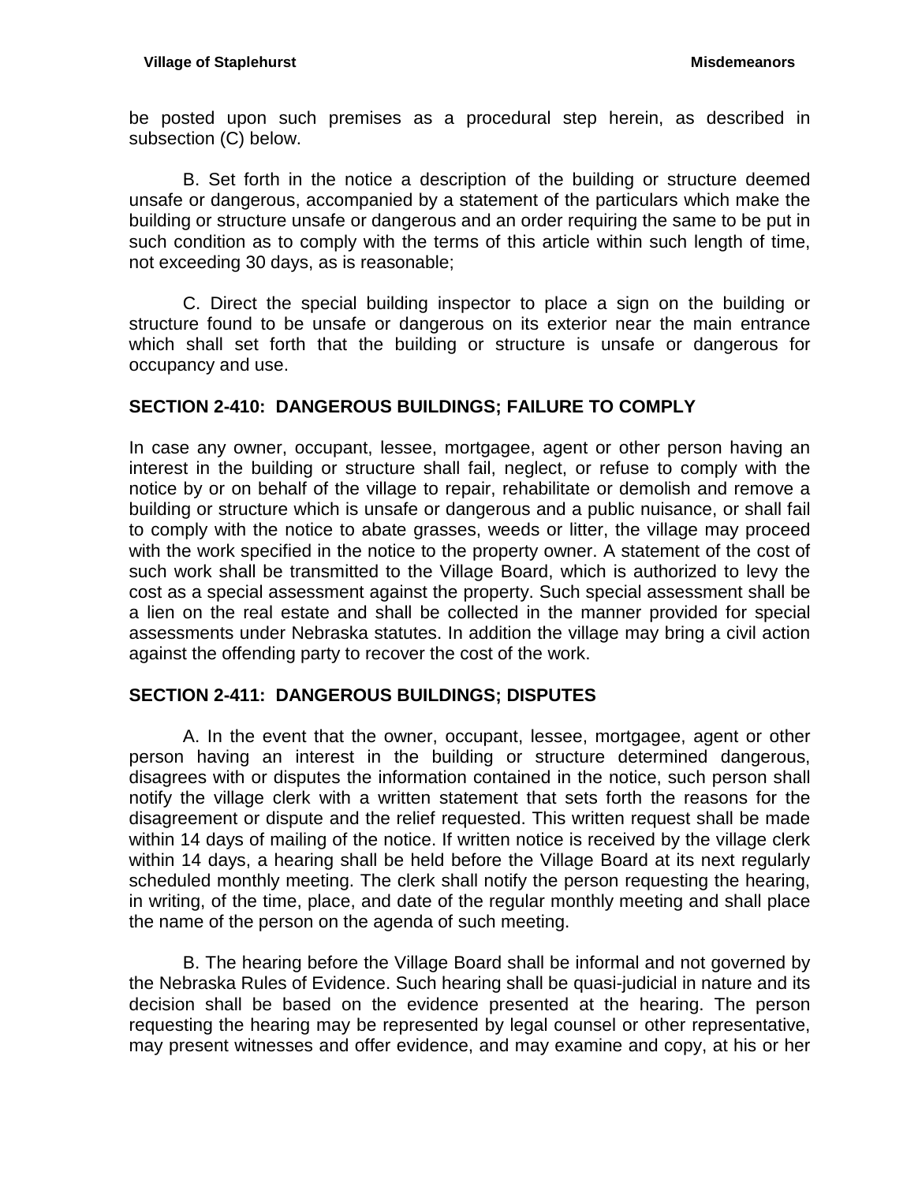be posted upon such premises as a procedural step herein, as described in subsection (C) below.

B. Set forth in the notice a description of the building or structure deemed unsafe or dangerous, accompanied by a statement of the particulars which make the building or structure unsafe or dangerous and an order requiring the same to be put in such condition as to comply with the terms of this article within such length of time, not exceeding 30 days, as is reasonable;

C. Direct the special building inspector to place a sign on the building or structure found to be unsafe or dangerous on its exterior near the main entrance which shall set forth that the building or structure is unsafe or dangerous for occupancy and use.

## SECTION 2-410: DANGEROUS BUILDINGS; FAILURE TO COMPLY

In case any owner, occupant, lessee, mortgagee, agent or other person having an interest in the building or structure shall fail, neglect, or refuse to comply with the notice by or on behalf of the village to repair, rehabilitate or demolish and remove a building or structure which is unsafe or dangerous and a public nuisance, or shall fail to comply with the notice to abate grasses, weeds or litter, the village may proceed with the work specified in the notice to the property owner. A statement of the cost of such work shall be transmitted to the Village Board, which is authorized to levy the cost as a special assessment against the property. Such special assessment shall be a lien on the real estate and shall be collected in the manner provided for special assessments under Nebraska statutes. In addition the village may bring a civil action against the offending party to recover the cost of the work.

## SECTION 2-411: DANGEROUS BUILDINGS; DISPUTES

A. In the event that the owner, occupant, lessee, mortgagee, agent or other person having an interest in the building or structure determined dangerous, disagrees with or disputes the information contained in the notice, such person shall notify the village clerk with a written statement that sets forth the reasons for the disagreement or dispute and the relief requested. This written request shall be made within 14 days of mailing of the notice. If written notice is received by the village clerk within 14 days, a hearing shall be held before the Village Board at its next regularly scheduled monthly meeting. The clerk shall notify the person requesting the hearing, in writing, of the time, place, and date of the regular monthly meeting and shall place the name of the person on the agenda of such meeting.

B. The hearing before the Village Board shall be informal and not governed by the Nebraska Rules of Evidence. Such hearing shall be quasi-judicial in nature and its decision shall be based on the evidence presented at the hearing. The person requesting the hearing may be represented by legal counsel or other representative, may present witnesses and offer evidence, and may examine and copy, at his or her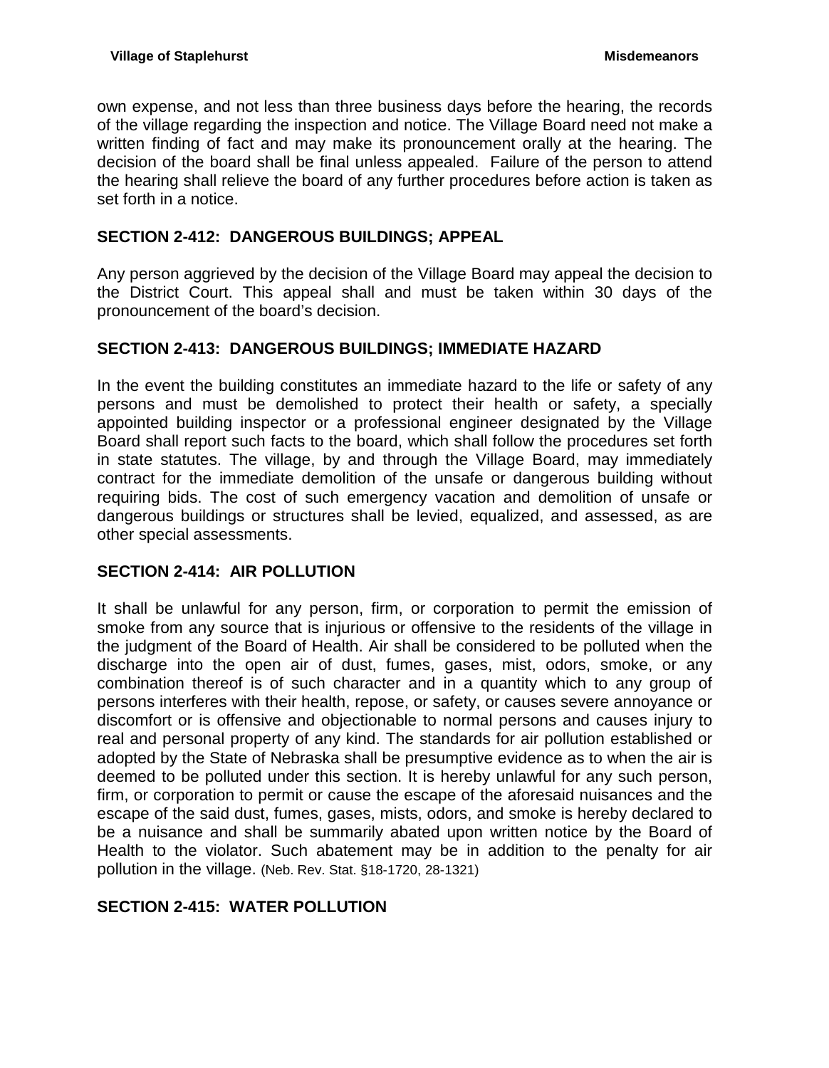own expense, and not less than three business days before the hearing, the records of the village regarding the inspection and notice. The Village Board need not make a written finding of fact and may make its pronouncement orally at the hearing. The decision of the board shall be final unless appealed. Failure of the person to attend the hearing shall relieve the board of any further procedures before action is taken as set forth in a notice.

## SECTION 2-412: DANGEROUS BUILDINGS; APPEAL

Any person aggrieved by the decision of the Village Board may appeal the decision to the District Court. This appeal shall and must be taken within 30 days of the pronouncement of the board's decision.

## SECTION 2-413: DANGEROUS BUILDINGS; IMMEDIATE HAZARD

In the event the building constitutes an immediate hazard to the life or safety of any persons and must be demolished to protect their health or safety, a specially appointed building inspector or a professional engineer designated by the Village Board shall report such facts to the board, which shall follow the procedures set forth in state statutes. The village, by and through the Village Board, may immediately contract for the immediate demolition of the unsafe or dangerous building without requiring bids. The cost of such emergency vacation and demolition of unsafe or dangerous buildings or structures shall be levied, equalized, and assessed, as are other special assessments.

## SECTION 2-414: AIR POLLUTION

It shall be unlawful for any person, firm, or corporation to permit the emission of smoke from any source that is injurious or offensive to the residents of the village in the judgment of the Board of Health. Air shall be considered to be polluted when the discharge into the open air of dust, fumes, gases, mist, odors, smoke, or any combination thereof is of such character and in a quantity which to any group of persons interferes with their health, repose, or safety, or causes severe annoyance or discomfort or is offensive and objectionable to normal persons and causes injury to real and personal property of any kind. The standards for air pollution established or adopted by the State of Nebraska shall be presumptive evidence as to when the air is deemed to be polluted under this section. It is hereby unlawful for any such person, firm, or corporation to permit or cause the escape of the aforesaid nuisances and the escape of the said dust, fumes, gases, mists, odors, and smoke is hereby declared to be a nuisance and shall be summarily abated upon written notice by the Board of Health to the violator. Such abatement may be in addition to the penalty for air pollution in the village. (Neb. Rev. Stat. §18-1720, 28-1321)

## SECTION 2-415: WATER POLLUTION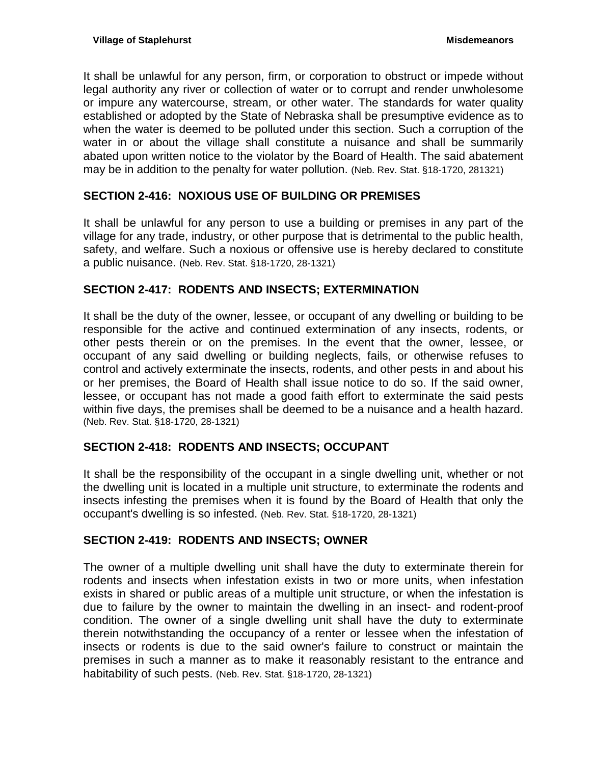It shall be unlawful for any person, firm, or corporation to obstruct or impede without legal authority any river or collection of water or to corrupt and render unwholesome or impure any watercourse, stream, or other water. The standards for water quality established or adopted by the State of Nebraska shall be presumptive evidence as to when the water is deemed to be polluted under this section. Such a corruption of the water in or about the village shall constitute a nuisance and shall be summarily abated upon written notice to the violator by the Board of Health. The said abatement may be in addition to the penalty for water pollution. (Neb. Rev. Stat. §18-1720, 281321)

## SECTION 2-416: NOXIOUS USE OF BUILDING OR PREMISES

It shall be unlawful for any person to use a building or premises in any part of the village for any trade, industry, or other purpose that is detrimental to the public health, safety, and welfare. Such a noxious or offensive use is hereby declared to constitute a public nuisance. (Neb. Rev. Stat. §18-1720, 28-1321)

## SECTION 2-417: RODENTS AND INSECTS; EXTERMINATION

It shall be the duty of the owner, lessee, or occupant of any dwelling or building to be responsible for the active and continued extermination of any insects, rodents, or other pests therein or on the premises. In the event that the owner, lessee, or occupant of any said dwelling or building neglects, fails, or otherwise refuses to control and actively exterminate the insects, rodents, and other pests in and about his or her premises, the Board of Health shall issue notice to do so. If the said owner, lessee, or occupant has not made a good faith effort to exterminate the said pests within five days, the premises shall be deemed to be a nuisance and a health hazard. (Neb. Rev. Stat. §18-1720, 28-1321)

## SECTION 2-418: RODENTS AND INSECTS; OCCUPANT

It shall be the responsibility of the occupant in a single dwelling unit, whether or not the dwelling unit is located in a multiple unit structure, to exterminate the rodents and insects infesting the premises when it is found by the Board of Health that only the occupant's dwelling is so infested. (Neb. Rev. Stat. §18-1720, 28-1321)

## SECTION 2-419: RODENTS AND INSECTS; OWNER

The owner of a multiple dwelling unit shall have the duty to exterminate therein for rodents and insects when infestation exists in two or more units, when infestation exists in shared or public areas of a multiple unit structure, or when the infestation is due to failure by the owner to maintain the dwelling in an insect- and rodent-proof condition. The owner of a single dwelling unit shall have the duty to exterminate therein notwithstanding the occupancy of a renter or lessee when the infestation of insects or rodents is due to the said owner's failure to construct or maintain the premises in such a manner as to make it reasonably resistant to the entrance and habitability of such pests. (Neb. Rev. Stat. §18-1720, 28-1321)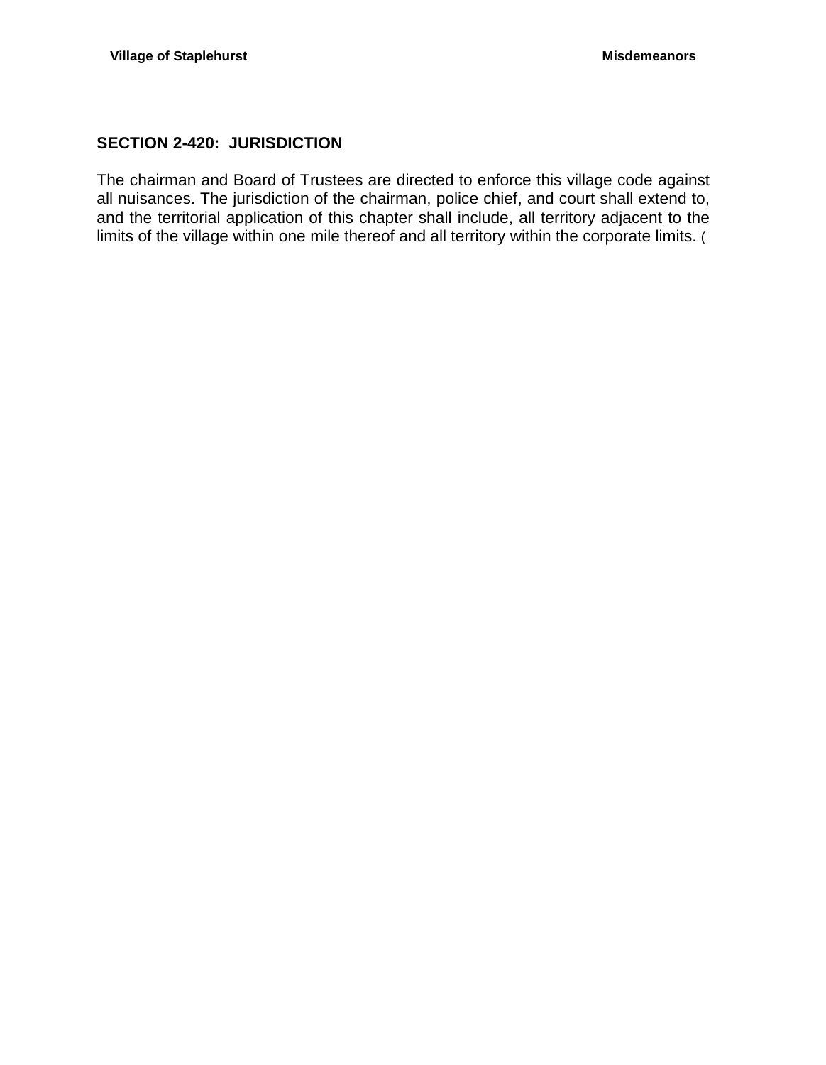## SECTION 2-420: JURISDICTION

The chairman and Board of Trustees are directed to enforce this village code against all nuisances. The jurisdiction of the chairman, police chief, and court shall extend to, and the territorial application of this chapter shall include, all territory adjacent to the limits of the village within one mile thereof and all territory within the corporate limits. (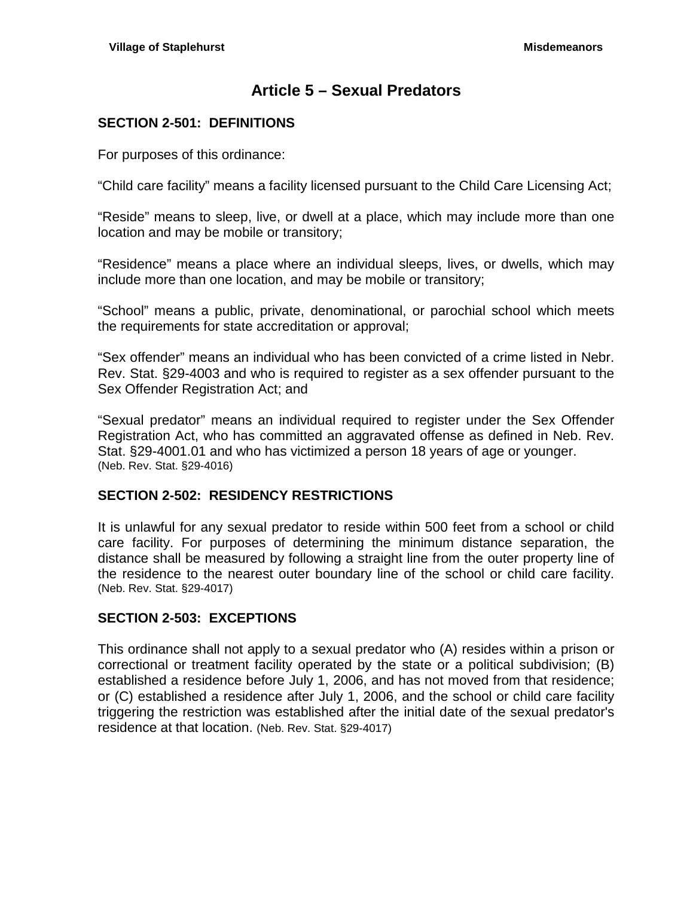# Article 5 – Sexual Predators

## SECTION 2-501: DEFINITIONS

For purposes of this ordinance:

"Child care facility" means a facility licensed pursuant to the Child Care Licensing Act;

"Reside" means to sleep, live, or dwell at a place, which may include more than one location and may be mobile or transitory;

"Residence" means a place where an individual sleeps, lives, or dwells, which may include more than one location, and may be mobile or transitory;

"School" means a public, private, denominational, or parochial school which meets the requirements for state accreditation or approval;

"Sex offender" means an individual who has been convicted of a crime listed in Nebr. Rev. Stat. §29-4003 and who is required to register as a sex offender pursuant to the Sex Offender Registration Act; and

"Sexual predator" means an individual required to register under the Sex Offender Registration Act, who has committed an aggravated offense as defined in Neb. Rev. Stat. §29-4001.01 and who has victimized a person 18 years of age or younger.
(Neb. Rev. Stat. §29-4016)

## SECTION 2-502: RESIDENCY RESTRICTIONS

It is unlawful for any sexual predator to reside within 500 feet from a school or child care facility. For purposes of determining the minimum distance separation, the distance shall be measured by following a straight line from the outer property line of the residence to the nearest outer boundary line of the school or child care facility. (Neb. Rev. Stat. §29-4017)

## SECTION 2-503: EXCEPTIONS

This ordinance shall not apply to a sexual predator who (A) resides within a prison or correctional or treatment facility operated by the state or a political subdivision; (B) established a residence before July 1, 2006, and has not moved from that residence; or (C) established a residence after July 1, 2006, and the school or child care facility triggering the restriction was established after the initial date of the sexual predator's residence at that location. (Neb. Rev. Stat. §29-4017)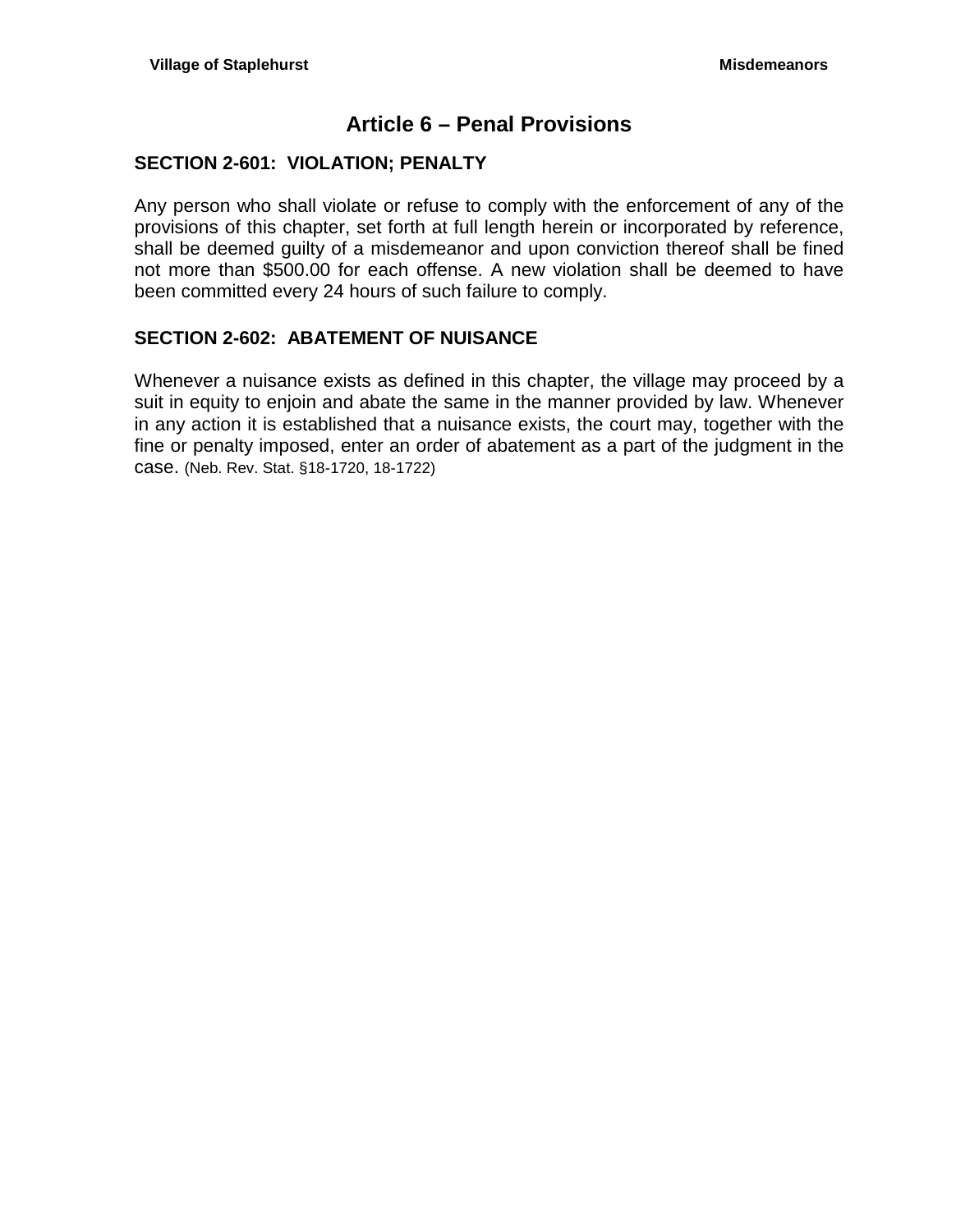# Article 6 – Penal Provisions

## SECTION 2-601: VIOLATION; PENALTY

Any person who shall violate or refuse to comply with the enforcement of any of the provisions of this chapter, set forth at full length herein or incorporated by reference, shall be deemed guilty of a misdemeanor and upon conviction thereof shall be fined not more than $500.00 for each offense. A new violation shall be deemed to have been committed every 24 hours of such failure to comply.

## SECTION 2-602: ABATEMENT OF NUISANCE

Whenever a nuisance exists as defined in this chapter, the village may proceed by a suit in equity to enjoin and abate the same in the manner provided by law. Whenever in any action it is established that a nuisance exists, the court may, together with the fine or penalty imposed, enter an order of abatement as a part of the judgment in the case. (Neb. Rev. Stat. §18-1720, 18-1722)